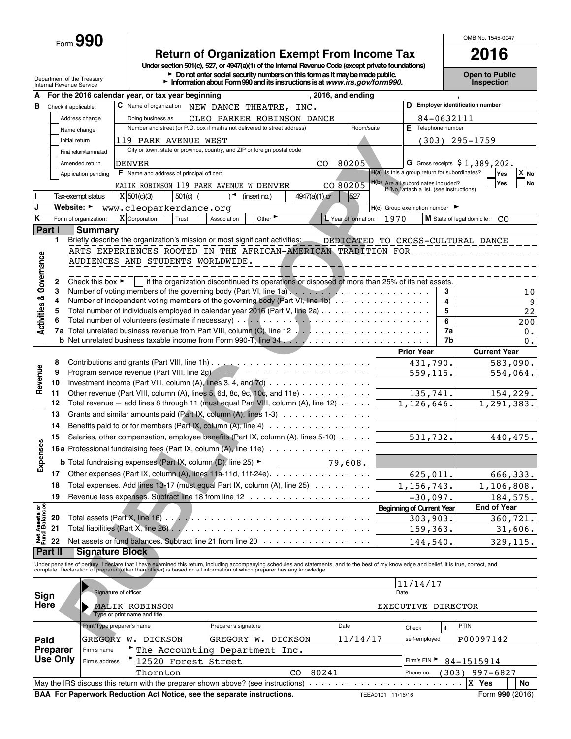Form **990**

# Return of Organization Exempt From Income Tax

**2016**

Under section 501(c), 527, or 4947(a)(1) of the Internal Revenue Code (except private foundations)

► Do not enter social security numbers on this form as it may be made public.

► Information about Form 990 and its instructions is at www.irs.gov/form990.

Department of the Treasury
Internal Revenue Service

OMB No. 1545-0047

**Open to Public Inspection**

**A** For the 2016 calendar year, or tax year beginning , 2016, and ending ,

**B** Check if applicable:
- Address change
- Name change
- Initial return
- Final return/terminated
- Amended return
- Application pending

**C** Name of organization: NEW DANCE THEATRE, INC.

Doing business as: CLEO PARKER ROBINSON DANCE

Number and street (or P.O. box if mail is not delivered to street address): 119 PARK AVENUE WEST — Room/suite:

City or town, state or province, country, and ZIP or foreign postal code: DENVER CO 80205

**D** Employer identification number: 84-0632111

**E** Telephone number: (303) 295-1759

**G** Gross receipts $ 1,389,202.

**F** Name and address of principal officer: MALIK ROBINSON 119 PARK AVENUE W DENVER CO 80205

**H(a)** Is this a group return for subordinates? Yes [ ] No [X]

**H(b)** Are all subordinates included? Yes [ ] No [ ] If 'No,' attach a list. (see instructions)

**I** Tax-exempt status: [X] 501(c)(3) [ ] 501(c) ( ) ◄ (insert no.) [ ] 4947(a)(1) or [ ] 527

**J** Website: ► www.cleoparkerdance.org

**H(c)** Group exemption number ►

**K** Form of organization: [X] Corporation [ ] Trust [ ] Association [ ] Other ►

**L** Year of formation: 1970 **M** State of legal domicile: CO

## Part I Summary

### Activities & Governance

1 Briefly describe the organization's mission or most significant activities: DEDICATED TO CROSS-CULTURAL DANCE ARTS EXPERIENCES ROOTED IN THE AFRICAN-AMERICAN TRADITION FOR AUDIENCES AND STUDENTS WORLDWIDE.

2 Check this box ► [ ] if the organization discontinued its operations or disposed of more than 25% of its net assets.

| | | | |
|---|---|---|---|
| 3 | Number of voting members of the governing body (Part VI, line 1a) | 3 | 10 |
| 4 | Number of independent voting members of the governing body (Part VI, line 1b) | 4 | 9 |
| 5 | Total number of individuals employed in calendar year 2016 (Part V, line 2a) | 5 | 22 |
| 6 | Total number of volunteers (estimate if necessary) | 6 | 200 |
| 7a | Total unrelated business revenue from Part VIII, column (C), line 12 | 7a | 0. |
| b | Net unrelated business taxable income from Form 990-T, line 34 | 7b | 0. |

### Revenue / Expenses

| | | Prior Year | Current Year |
|---|---|---|---|
| 8 | Contributions and grants (Part VIII, line 1h) | 431,790. | 583,090. |
| 9 | Program service revenue (Part VIII, line 2g) | 559,115. | 554,064. |
| 10 | Investment income (Part VIII, column (A), lines 3, 4, and 7d) | | |
| 11 | Other revenue (Part VIII, column (A), lines 5, 6d, 8c, 9c, 10c, and 11e) | 135,741. | 154,229. |
| 12 | Total revenue — add lines 8 through 11 (must equal Part VIII, column (A), line 12) | 1,126,646. | 1,291,383. |
| 13 | Grants and similar amounts paid (Part IX, column (A), lines 1-3) | | |
| 14 | Benefits paid to or for members (Part IX, column (A), line 4) | | |
| 15 | Salaries, other compensation, employee benefits (Part IX, column (A), lines 5-10) | 531,732. | 440,475. |
| 16a | Professional fundraising fees (Part IX, column (A), line 11e) | | |
| b | Total fundraising expenses (Part IX, column (D), line 25) ► 79,608. | | |
| 17 | Other expenses (Part IX, column (A), lines 11a-11d, 11f-24e) | 625,011. | 666,333. |
| 18 | Total expenses. Add lines 13-17 (must equal Part IX, column (A), line 25) | 1,156,743. | 1,106,808. |
| 19 | Revenue less expenses. Subtract line 18 from line 12 | -30,097. | 184,575. |

### Net Assets or Fund Balances

| | | Beginning of Current Year | End of Year |
|---|---|---|---|
| 20 | Total assets (Part X, line 16) | 303,903. | 360,721. |
| 21 | Total liabilities (Part X, line 26) | 159,363. | 31,606. |
| 22 | Net assets or fund balances. Subtract line 21 from line 20 | 144,540. | 329,115. |

## Part II Signature Block

Under penalties of perjury, I declare that I have examined this return, including accompanying schedules and statements, and to the best of my knowledge and belief, it is true, correct, and complete. Declaration of preparer (other than officer) is based on all information of which preparer has any knowledge.

**Sign Here**

Signature of officer — Date: 11/14/17

MALIK ROBINSON — EXECUTIVE DIRECTOR
Type or print name and title

**Paid Preparer Use Only**

| Print/Type preparer's name | Preparer's signature | Date | Check if self-employed | PTIN |
|---|---|---|---|---|
| GREGORY W. DICKSON | GREGORY W. DICKSON | 11/14/17 | [ ] | P00097142 |

Firm's name ► The Accounting Department Inc.

Firm's address ► 12520 Forest Street, Thornton CO 80241

Firm's EIN ► 84-1515914

Phone no. (303) 997-6827

May the IRS discuss this return with the preparer shown above? (see instructions) [X] Yes [ ] No

BAA For Paperwork Reduction Act Notice, see the separate instructions. TEEA0101 11/16/16 Form 990 (2016)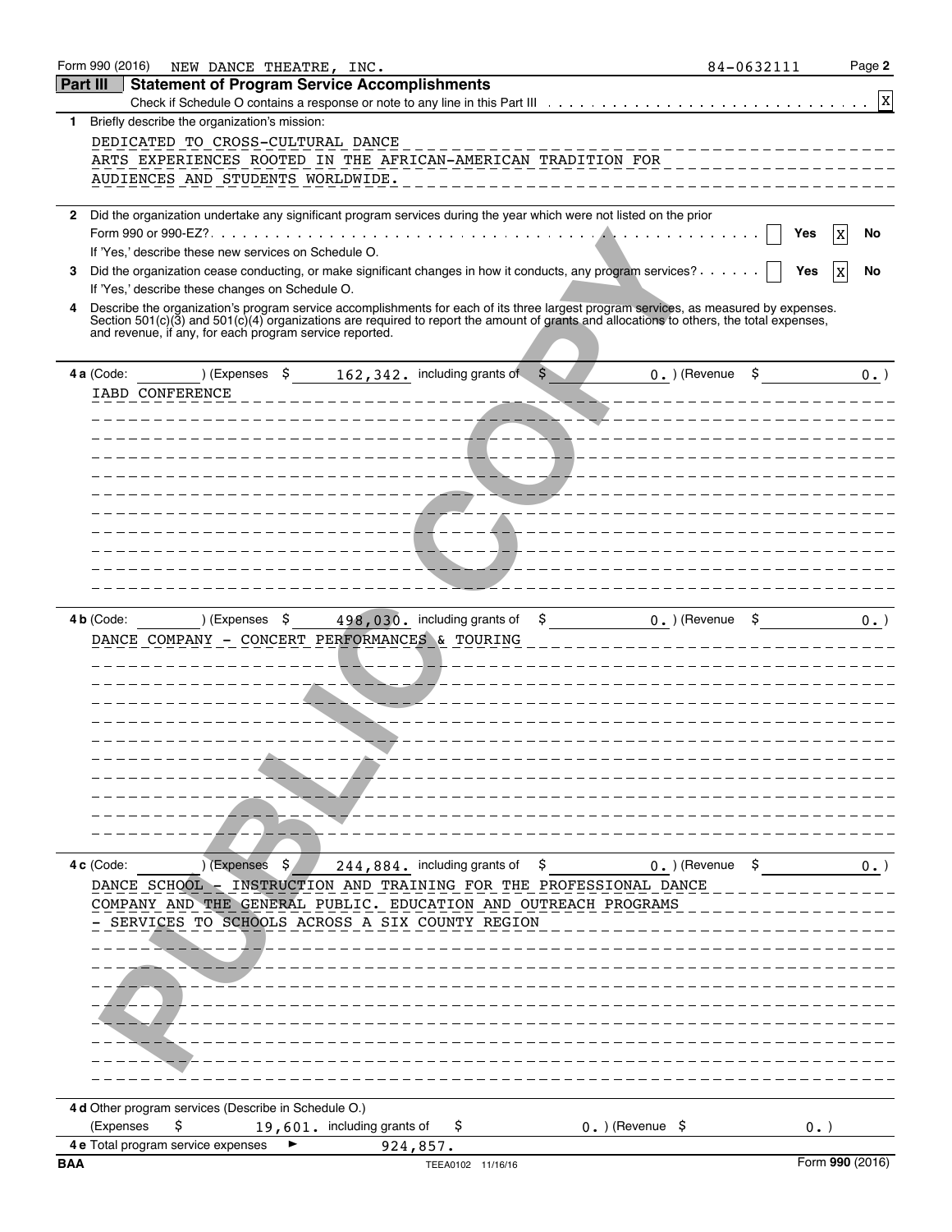Form 990 (2016) NEW DANCE THEATRE, INC. 84-0632111 Page **2**

## Part III Statement of Program Service Accomplishments

Check if Schedule O contains a response or note to any line in this Part III . . . . . . . . . . . . . . . . . . . . . . . . . . . . . . . X

**1** Briefly describe the organization's mission:

DEDICATED TO CROSS-CULTURAL DANCE ARTS EXPERIENCES ROOTED IN THE AFRICAN-AMERICAN TRADITION FOR AUDIENCES AND STUDENTS WORLDWIDE.

**2** Did the organization undertake any significant program services during the year which were not listed on the prior Form 990 or 990-EZ? . . . . . . . . . . . . . . . . . . . . . . . . . . . . . . . . . . . . . . . . . . . . . . . . . . . . . . ☐ Yes ☒ No

If 'Yes,' describe these new services on Schedule O.

**3** Did the organization cease conducting, or make significant changes in how it conducts, any program services? . . . . . . ☐ Yes ☒ No

If 'Yes,' describe these changes on Schedule O.

**4** Describe the organization's program service accomplishments for each of its three largest program services, as measured by expenses. Section 501(c)(3) and 501(c)(4) organizations are required to report the amount of grants and allocations to others, the total expenses, and revenue, if any, for each program service reported.

**4 a** (Code: ) (Expenses $ 162,342. including grants of $ 0. ) (Revenue $ 0. )

IABD CONFERENCE

**4 b** (Code: ) (Expenses $ 498,030. including grants of $ 0. ) (Revenue $ 0. )

DANCE COMPANY - CONCERT PERFORMANCES & TOURING

**4 c** (Code: ) (Expenses $ 244,884. including grants of $ 0. ) (Revenue $ 0. )

DANCE SCHOOL - INSTRUCTION AND TRAINING FOR THE PROFESSIONAL DANCE COMPANY AND THE GENERAL PUBLIC. EDUCATION AND OUTREACH PROGRAMS - SERVICES TO SCHOOLS ACROSS A SIX COUNTY REGION

**4 d** Other program services (Describe in Schedule O.)

(Expenses $ 19,601. including grants of $ 0. ) (Revenue $ 0. )

**4 e** Total program service expenses ► 924,857.

BAA TEEA0102 11/16/16 Form **990** (2016)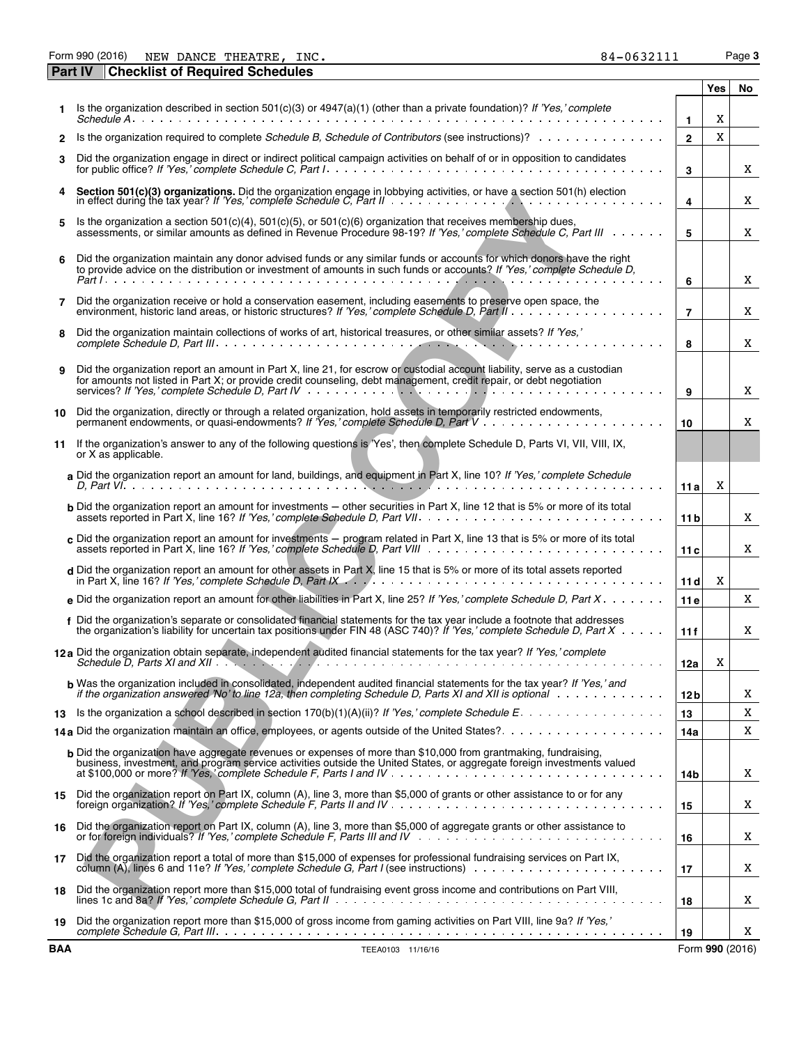Form 990 (2016) NEW DANCE THEATRE, INC. 84-0632111 Page 3

## Part IV Checklist of Required Schedules

| | | | Yes | No |
|---|---|---|---|---|
| **1** | Is the organization described in section 501(c)(3) or 4947(a)(1) (other than a private foundation)? *If 'Yes,' complete Schedule A* | **1** | X | |
| **2** | Is the organization required to complete *Schedule B, Schedule of Contributors* (see instructions)? | **2** | X | |
| **3** | Did the organization engage in direct or indirect political campaign activities on behalf of or in opposition to candidates for public office? *If 'Yes,' complete Schedule C, Part I* | **3** | | X |
| **4** | **Section 501(c)(3) organizations.** Did the organization engage in lobbying activities, or have a section 501(h) election in effect during the tax year? *If 'Yes,' complete Schedule C, Part II* | **4** | | X |
| **5** | Is the organization a section 501(c)(4), 501(c)(5), or 501(c)(6) organization that receives membership dues, assessments, or similar amounts as defined in Revenue Procedure 98-19? *If 'Yes,' complete Schedule C, Part III* | **5** | | X |
| **6** | Did the organization maintain any donor advised funds or any similar funds or accounts for which donors have the right to provide advice on the distribution or investment of amounts in such funds or accounts? *If 'Yes,' complete Schedule D, Part I* | **6** | | X |
| **7** | Did the organization receive or hold a conservation easement, including easements to preserve open space, the environment, historic land areas, or historic structures? *If 'Yes,' complete Schedule D, Part II* | **7** | | X |
| **8** | Did the organization maintain collections of works of art, historical treasures, or other similar assets? *If 'Yes,' complete Schedule D, Part III* | **8** | | X |
| **9** | Did the organization report an amount in Part X, line 21, for escrow or custodial account liability, serve as a custodian for amounts not listed in Part X; or provide credit counseling, debt management, credit repair, or debt negotiation services? *If 'Yes,' complete Schedule D, Part IV* | **9** | | X |
| **10** | Did the organization, directly or through a related organization, hold assets in temporarily restricted endowments, permanent endowments, or quasi-endowments? *If 'Yes,' complete Schedule D, Part V* | **10** | | X |
| **11** | If the organization's answer to any of the following questions is 'Yes', then complete Schedule D, Parts VI, VII, VIII, IX, or X as applicable. | | | |
| | **a** Did the organization report an amount for land, buildings, and equipment in Part X, line 10? *If 'Yes,' complete Schedule D, Part VI* | **11 a** | X | |
| | **b** Did the organization report an amount for investments — other securities in Part X, line 12 that is 5% or more of its total assets reported in Part X, line 16? *If 'Yes,' complete Schedule D, Part VII* | **11 b** | | X |
| | **c** Did the organization report an amount for investments — program related in Part X, line 13 that is 5% or more of its total assets reported in Part X, line 16? *If 'Yes,' complete Schedule D, Part VIII* | **11 c** | | X |
| | **d** Did the organization report an amount for other assets in Part X, line 15 that is 5% or more of its total assets reported in Part X, line 16? *If 'Yes,' complete Schedule D, Part IX* | **11 d** | X | |
| | **e** Did the organization report an amount for other liabilities in Part X, line 25? *If 'Yes,' complete Schedule D, Part X* | **11 e** | | X |
| | **f** Did the organization's separate or consolidated financial statements for the tax year include a footnote that addresses the organization's liability for uncertain tax positions under FIN 48 (ASC 740)? *If 'Yes,' complete Schedule D, Part X* | **11 f** | | X |
| **12 a** | Did the organization obtain separate, independent audited financial statements for the tax year? *If 'Yes,' complete Schedule D, Parts XI and XII* | **12a** | X | |
| | **b** Was the organization included in consolidated, independent audited financial statements for the tax year? *If 'Yes,' and if the organization answered 'No' to line 12a, then completing Schedule D, Parts XI and XII is optional* | **12 b** | | X |
| **13** | Is the organization a school described in section 170(b)(1)(A)(ii)? *If 'Yes,' complete Schedule E* | **13** | | X |
| **14 a** | Did the organization maintain an office, employees, or agents outside of the United States? | **14a** | | X |
| | **b** Did the organization have aggregate revenues or expenses of more than $10,000 from grantmaking, fundraising, business, investment, and program service activities outside the United States, or aggregate foreign investments valued at $100,000 or more? *If 'Yes,' complete Schedule F, Parts I and IV* | **14b** | | X |
| **15** | Did the organization report on Part IX, column (A), line 3, more than $5,000 of grants or other assistance to or for any foreign organization? *If 'Yes,' complete Schedule F, Parts II and IV* | **15** | | X |
| **16** | Did the organization report on Part IX, column (A), line 3, more than $5,000 of aggregate grants or other assistance to or for foreign individuals? *If 'Yes,' complete Schedule F, Parts III and IV* | **16** | | X |
| **17** | Did the organization report a total of more than $15,000 of expenses for professional fundraising services on Part IX, column (A), lines 6 and 11e? *If 'Yes,' complete Schedule G, Part I* (see instructions) | **17** | | X |
| **18** | Did the organization report more than $15,000 total of fundraising event gross income and contributions on Part VIII, lines 1c and 8a? *If 'Yes,' complete Schedule G, Part II* | **18** | | X |
| **19** | Did the organization report more than $15,000 of gross income from gaming activities on Part VIII, line 9a? *If 'Yes,' complete Schedule G, Part III* | **19** | | X |

BAA TEEA0103 11/16/16 Form **990** (2016)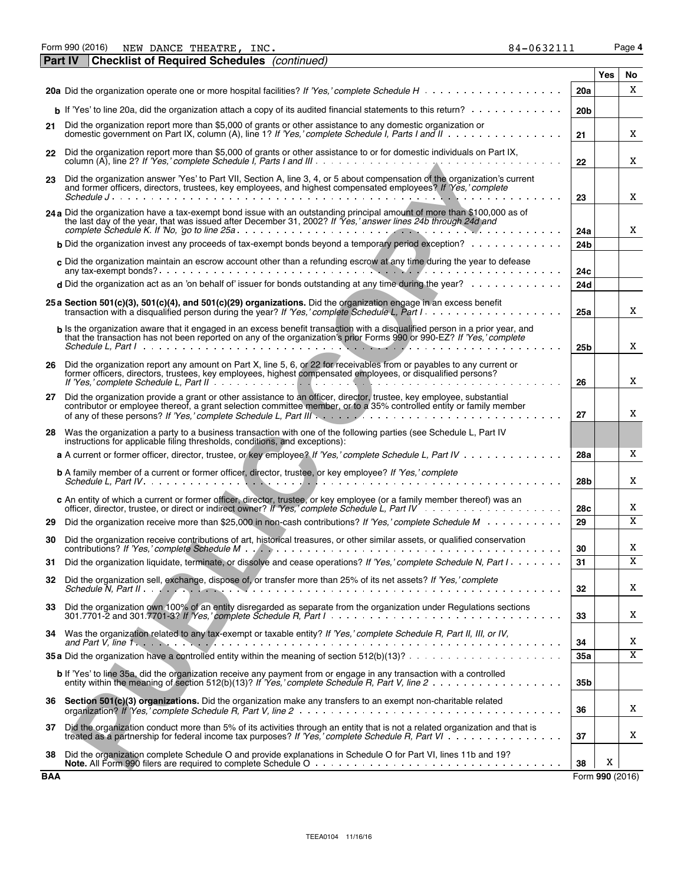Form 990 (2016) NEW DANCE THEATRE, INC. 84-0632111 Page 4

**Part IV Checklist of Required Schedules** *(continued)*

| | | | Yes | No |
|---|---|---|---|---|
| **20a** | Did the organization operate one or more hospital facilities? *If 'Yes,' complete Schedule H* | 20a | | X |
| **b** | If 'Yes' to line 20a, did the organization attach a copy of its audited financial statements to this return? | 20b | | |
| **21** | Did the organization report more than $5,000 of grants or other assistance to any domestic organization or domestic government on Part IX, column (A), line 1? *If 'Yes,' complete Schedule I, Parts I and II* | 21 | | X |
| **22** | Did the organization report more than $5,000 of grants or other assistance to or for domestic individuals on Part IX, column (A), line 2? *If 'Yes,' complete Schedule I, Parts I and III* | 22 | | X |
| **23** | Did the organization answer 'Yes' to Part VII, Section A, line 3, 4, or 5 about compensation of the organization's current and former officers, directors, trustees, key employees, and highest compensated employees? *If 'Yes,' complete Schedule J* | 23 | | X |
| **24a** | Did the organization have a tax-exempt bond issue with an outstanding principal amount of more than $100,000 as of the last day of the year, that was issued after December 31, 2002? *If 'Yes,' answer lines 24b through 24d and complete Schedule K. If 'No,' go to line 25a* | 24a | | X |
| **b** | Did the organization invest any proceeds of tax-exempt bonds beyond a temporary period exception? | 24b | | |
| **c** | Did the organization maintain an escrow account other than a refunding escrow at any time during the year to defease any tax-exempt bonds? | 24c | | |
| **d** | Did the organization act as an 'on behalf of' issuer for bonds outstanding at any time during the year? | 24d | | |
| **25a** | **Section 501(c)(3), 501(c)(4), and 501(c)(29) organizations.** Did the organization engage in an excess benefit transaction with a disqualified person during the year? *If 'Yes,' complete Schedule L, Part I* | 25a | | X |
| **b** | Is the organization aware that it engaged in an excess benefit transaction with a disqualified person in a prior year, and that the transaction has not been reported on any of the organization's prior Forms 990 or 990-EZ? *If 'Yes,' complete Schedule L, Part I* | 25b | | X |
| **26** | Did the organization report any amount on Part X, line 5, 6, or 22 for receivables from or payables to any current or former officers, directors, trustees, key employees, highest compensated employees, or disqualified persons? *If 'Yes,' complete Schedule L, Part II* | 26 | | X |
| **27** | Did the organization provide a grant or other assistance to an officer, director, trustee, key employee, substantial contributor or employee thereof, a grant selection committee member, or to a 35% controlled entity or family member of any of these persons? *If 'Yes,' complete Schedule L, Part III* | 27 | | X |
| **28** | Was the organization a party to a business transaction with one of the following parties (see Schedule L, Part IV instructions for applicable filing thresholds, conditions, and exceptions): | | | |
| **a** | A current or former officer, director, trustee, or key employee? *If 'Yes,' complete Schedule L, Part IV* | 28a | | X |
| **b** | A family member of a current or former officer, director, trustee, or key employee? *If 'Yes,' complete Schedule L, Part IV* | 28b | | X |
| **c** | An entity of which a current or former officer, director, trustee, or key employee (or a family member thereof) was an officer, director, trustee, or direct or indirect owner? *If 'Yes,' complete Schedule L, Part IV* | 28c | | X |
| **29** | Did the organization receive more than $25,000 in non-cash contributions? *If 'Yes,' complete Schedule M* | 29 | | X |
| **30** | Did the organization receive contributions of art, historical treasures, or other similar assets, or qualified conservation contributions? *If 'Yes,' complete Schedule M* | 30 | | X |
| **31** | Did the organization liquidate, terminate, or dissolve and cease operations? *If 'Yes,' complete Schedule N, Part I* | 31 | | X |
| **32** | Did the organization sell, exchange, dispose of, or transfer more than 25% of its net assets? *If 'Yes,' complete Schedule N, Part II* | 32 | | X |
| **33** | Did the organization own 100% of an entity disregarded as separate from the organization under Regulations sections 301.7701-2 and 301.7701-3? *If 'Yes,' complete Schedule R, Part I* | 33 | | X |
| **34** | Was the organization related to any tax-exempt or taxable entity? *If 'Yes,' complete Schedule R, Part II, III, or IV, and Part V, line 1* | 34 | | X |
| **35a** | Did the organization have a controlled entity within the meaning of section 512(b)(13)? | 35a | | X |
| **b** | If 'Yes' to line 35a, did the organization receive any payment from or engage in any transaction with a controlled entity within the meaning of section 512(b)(13)? *If 'Yes,' complete Schedule R, Part V, line 2* | 35b | | |
| **36** | **Section 501(c)(3) organizations.** Did the organization make any transfers to an exempt non-charitable related organization? *If 'Yes,' complete Schedule R, Part V, line 2* | 36 | | X |
| **37** | Did the organization conduct more than 5% of its activities through an entity that is not a related organization and that is treated as a partnership for federal income tax purposes? *If 'Yes,' complete Schedule R, Part VI* | 37 | | X |
| **38** | Did the organization complete Schedule O and provide explanations in Schedule O for Part VI, lines 11b and 19? **Note.** All Form 990 filers are required to complete Schedule O | 38 | X | |

BAA Form **990** (2016)

TEEA0104 11/16/16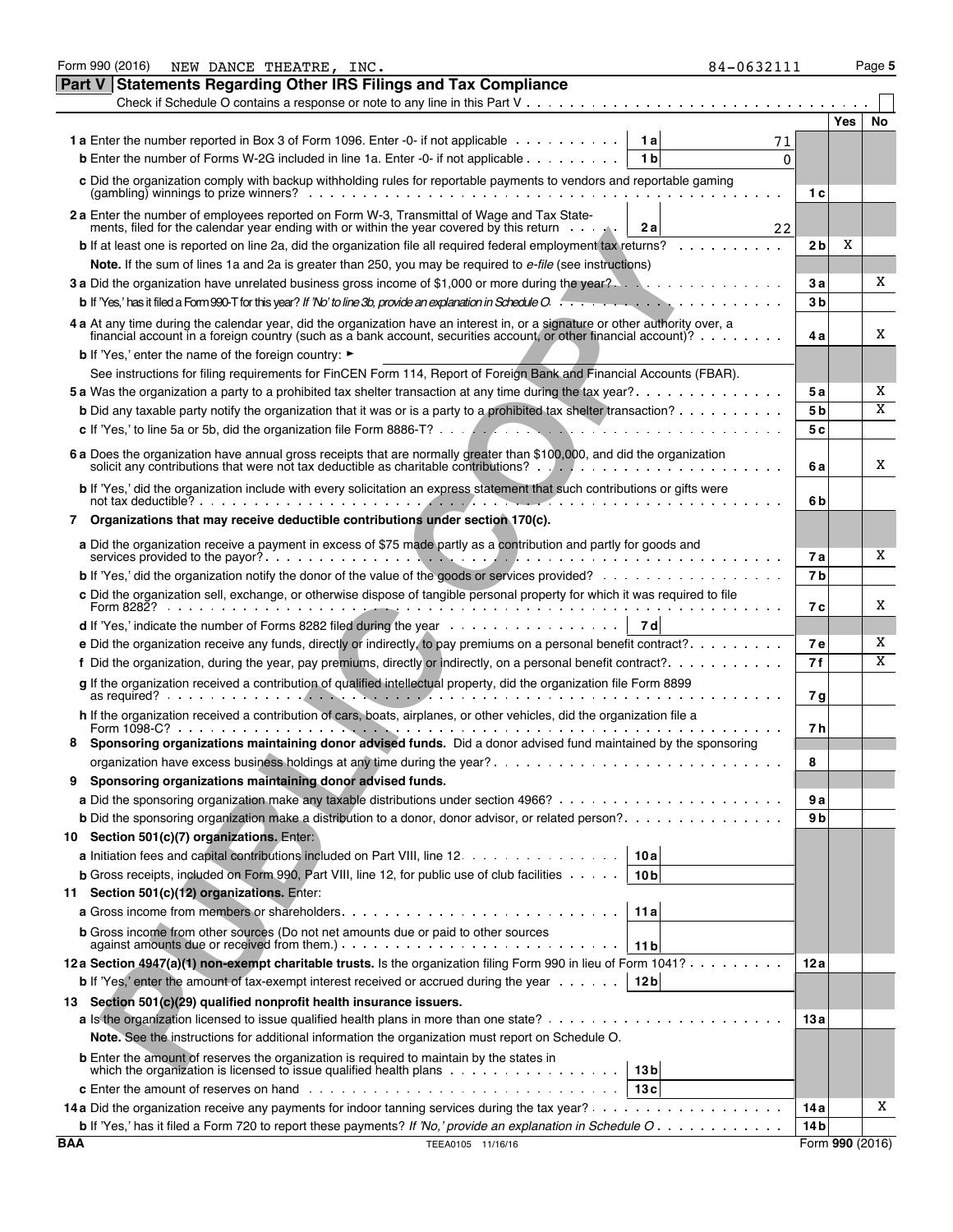Form 990 (2016) NEW DANCE THEATRE, INC. 84-0632111 Page 5

## Part V | Statements Regarding Other IRS Filings and Tax Compliance

Check if Schedule O contains a response or note to any line in this Part V . . . . . . . . . . . . . . . . . . . . . . . . . . . . . . . . . . ☐

| | | | | Yes | No |
|---|---|---|---|---|---|
| **1 a** Enter the number reported in Box 3 of Form 1096. Enter -0- if not applicable | 1 a | 71 | | | |
| **b** Enter the number of Forms W-2G included in line 1a. Enter -0- if not applicable | 1 b | 0 | | | |
| **c** Did the organization comply with backup withholding rules for reportable payments to vendors and reportable gaming (gambling) winnings to prize winners? | | | 1 c | | |
| **2 a** Enter the number of employees reported on Form W-3, Transmittal of Wage and Tax Statements, filed for the calendar year ending with or within the year covered by this return | 2 a | 22 | | | |
| **b** If at least one is reported on line 2a, did the organization file all required federal employment tax returns? | | | 2 b | X | |
| **Note.** If the sum of lines 1a and 2a is greater than 250, you may be required to *e-file* (see instructions) | | | | | |
| **3 a** Did the organization have unrelated business gross income of $1,000 or more during the year? | | | 3 a | | X |
| **b** If 'Yes,' has it filed a Form 990-T for this year? *If 'No' to line 3b, provide an explanation in Schedule O* | | | 3 b | | |
| **4 a** At any time during the calendar year, did the organization have an interest in, or a signature or other authority over, a financial account in a foreign country (such as a bank account, securities account, or other financial account)? | | | 4 a | | X |
| **b** If 'Yes,' enter the name of the foreign country: ► | | | | | |
| See instructions for filing requirements for FinCEN Form 114, Report of Foreign Bank and Financial Accounts (FBAR). | | | | | |
| **5 a** Was the organization a party to a prohibited tax shelter transaction at any time during the tax year? | | | 5 a | | X |
| **b** Did any taxable party notify the organization that it was or is a party to a prohibited tax shelter transaction? | | | 5 b | | X |
| **c** If 'Yes,' to line 5a or 5b, did the organization file Form 8886-T? | | | 5 c | | |
| **6 a** Does the organization have annual gross receipts that are normally greater than $100,000, and did the organization solicit any contributions that were not tax deductible as charitable contributions? | | | 6 a | | X |
| **b** If 'Yes,' did the organization include with every solicitation an express statement that such contributions or gifts were not tax deductible? | | | 6 b | | |
| **7 Organizations that may receive deductible contributions under section 170(c).** | | | | | |
| **a** Did the organization receive a payment in excess of $75 made partly as a contribution and partly for goods and services provided to the payor? | | | 7 a | | X |
| **b** If 'Yes,' did the organization notify the donor of the value of the goods or services provided? | | | 7 b | | |
| **c** Did the organization sell, exchange, or otherwise dispose of tangible personal property for which it was required to file Form 8282? | | | 7 c | | X |
| **d** If 'Yes,' indicate the number of Forms 8282 filed during the year | 7 d | | | | |
| **e** Did the organization receive any funds, directly or indirectly, to pay premiums on a personal benefit contract? | | | 7 e | | X |
| **f** Did the organization, during the year, pay premiums, directly or indirectly, on a personal benefit contract? | | | 7 f | | X |
| **g** If the organization received a contribution of qualified intellectual property, did the organization file Form 8899 as required? | | | 7 g | | |
| **h** If the organization received a contribution of cars, boats, airplanes, or other vehicles, did the organization file a Form 1098-C? | | | 7 h | | |
| **8 Sponsoring organizations maintaining donor advised funds.** Did a donor advised fund maintained by the sponsoring organization have excess business holdings at any time during the year? | | | 8 | | |
| **9 Sponsoring organizations maintaining donor advised funds.** | | | | | |
| **a** Did the sponsoring organization make any taxable distributions under section 4966? | | | 9 a | | |
| **b** Did the sponsoring organization make a distribution to a donor, donor advisor, or related person? | | | 9 b | | |
| **10 Section 501(c)(7) organizations.** Enter: | | | | | |
| **a** Initiation fees and capital contributions included on Part VIII, line 12 | 10 a | | | | |
| **b** Gross receipts, included on Form 990, Part VIII, line 12, for public use of club facilities | 10 b | | | | |
| **11 Section 501(c)(12) organizations.** Enter: | | | | | |
| **a** Gross income from members or shareholders | 11 a | | | | |
| **b** Gross income from other sources (Do not net amounts due or paid to other sources against amounts due or received from them.) | 11 b | | | | |
| **12 a Section 4947(a)(1) non-exempt charitable trusts.** Is the organization filing Form 990 in lieu of Form 1041? | | | 12 a | | |
| **b** If 'Yes,' enter the amount of tax-exempt interest received or accrued during the year | 12 b | | | | |
| **13 Section 501(c)(29) qualified nonprofit health insurance issuers.** | | | | | |
| **a** Is the organization licensed to issue qualified health plans in more than one state? | | | 13 a | | |
| **Note.** See the instructions for additional information the organization must report on Schedule O. | | | | | |
| **b** Enter the amount of reserves the organization is required to maintain by the states in which the organization is licensed to issue qualified health plans | 13 b | | | | |
| **c** Enter the amount of reserves on hand | 13 c | | | | |
| **14 a** Did the organization receive any payments for indoor tanning services during the tax year? | | | 14 a | | X |
| **b** If 'Yes,' has it filed a Form 720 to report these payments? *If 'No,' provide an explanation in Schedule O* | | | 14 b | | |

BAA TEEA0105 11/16/16 Form **990** (2016)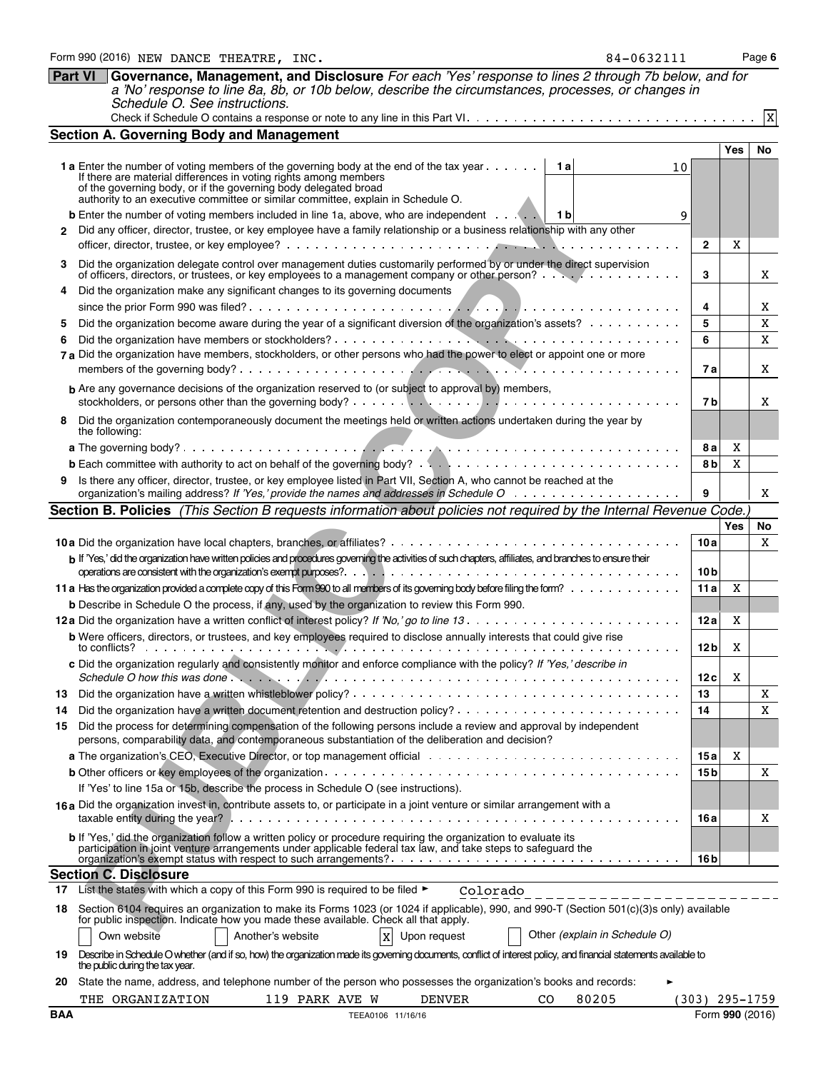Form 990 (2016) NEW DANCE THEATRE, INC. 84-0632111 Page 6

## Part VI Governance, Management, and Disclosure

*For each 'Yes' response to lines 2 through 7b below, and for a 'No' response to line 8a, 8b, or 10b below, describe the circumstances, processes, or changes in Schedule O. See instructions.*

Check if Schedule O contains a response or note to any line in this Part VI. . . . . [X]

### Section A. Governing Body and Management

| | | | Yes | No |
|---|---|---|---|---|
| **1 a** Enter the number of voting members of the governing body at the end of the tax year. If there are material differences in voting rights among members of the governing body, or if the governing body delegated broad authority to an executive committee or similar committee, explain in Schedule O. | 1a: 10 | | | |
| **b** Enter the number of voting members included in line 1a, above, who are independent | 1b: 9 | | | |
| **2** Did any officer, director, trustee, or key employee have a family relationship or a business relationship with any other officer, director, trustee, or key employee? | | 2 | X | |
| **3** Did the organization delegate control over management duties customarily performed by or under the direct supervision of officers, directors, or trustees, or key employees to a management company or other person? | | 3 | | X |
| **4** Did the organization make any significant changes to its governing documents since the prior Form 990 was filed? | | 4 | | X |
| **5** Did the organization become aware during the year of a significant diversion of the organization's assets? | | 5 | | X |
| **6** Did the organization have members or stockholders? | | 6 | | X |
| **7 a** Did the organization have members, stockholders, or other persons who had the power to elect or appoint one or more members of the governing body? | | 7a | | X |
| **b** Are any governance decisions of the organization reserved to (or subject to approval by) members, stockholders, or persons other than the governing body? | | 7b | | X |
| **8** Did the organization contemporaneously document the meetings held or written actions undertaken during the year by the following: | | | | |
| **a** The governing body? | | 8a | X | |
| **b** Each committee with authority to act on behalf of the governing body? | | 8b | X | |
| **9** Is there any officer, director, trustee, or key employee listed in Part VII, Section A, who cannot be reached at the organization's mailing address? *If 'Yes,' provide the names and addresses in Schedule O* | | 9 | | X |

### Section B. Policies *(This Section B requests information about policies not required by the Internal Revenue Code.)*

| | | Yes | No |
|---|---|---|---|
| **10 a** Did the organization have local chapters, branches, or affiliates? | 10a | | X |
| **b** If 'Yes,' did the organization have written policies and procedures governing the activities of such chapters, affiliates, and branches to ensure their operations are consistent with the organization's exempt purposes? | 10b | | |
| **11 a** Has the organization provided a complete copy of this Form 990 to all members of its governing body before filing the form? | 11a | X | |
| **b** Describe in Schedule O the process, if any, used by the organization to review this Form 990. | | | |
| **12 a** Did the organization have a written conflict of interest policy? *If 'No,' go to line 13* | 12a | X | |
| **b** Were officers, directors, or trustees, and key employees required to disclose annually interests that could give rise to conflicts? | 12b | X | |
| **c** Did the organization regularly and consistently monitor and enforce compliance with the policy? *If 'Yes,' describe in Schedule O how this was done* | 12c | X | |
| **13** Did the organization have a written whistleblower policy? | 13 | | X |
| **14** Did the organization have a written document retention and destruction policy? | 14 | | X |
| **15** Did the process for determining compensation of the following persons include a review and approval by independent persons, comparability data, and contemporaneous substantiation of the deliberation and decision? | | | |
| **a** The organization's CEO, Executive Director, or top management official | 15a | X | |
| **b** Other officers or key employees of the organization | 15b | | X |
| If 'Yes' to line 15a or 15b, describe the process in Schedule O (see instructions). | | | |
| **16 a** Did the organization invest in, contribute assets to, or participate in a joint venture or similar arrangement with a taxable entity during the year? | 16a | | X |
| **b** If 'Yes,' did the organization follow a written policy or procedure requiring the organization to evaluate its participation in joint venture arrangements under applicable federal tax law, and take steps to safeguard the organization's exempt status with respect to such arrangements? | 16b | | |

### Section C. Disclosure

**17** List the states with which a copy of this Form 990 is required to be filed ► Colorado

**18** Section 6104 requires an organization to make its Forms 1023 (or 1024 if applicable), 990, and 990-T (Section 501(c)(3)s only) available for public inspection. Indicate how you made these available. Check all that apply.

[ ] Own website [ ] Another's website [X] Upon request [ ] Other *(explain in Schedule O)*

**19** Describe in Schedule O whether (and if so, how) the organization made its governing documents, conflict of interest policy, and financial statements available to the public during the tax year.

**20** State the name, address, and telephone number of the person who possesses the organization's books and records: ►

THE ORGANIZATION 119 PARK AVE W DENVER CO 80205 (303) 295-1759

BAA TEEA0106 11/16/16 Form **990** (2016)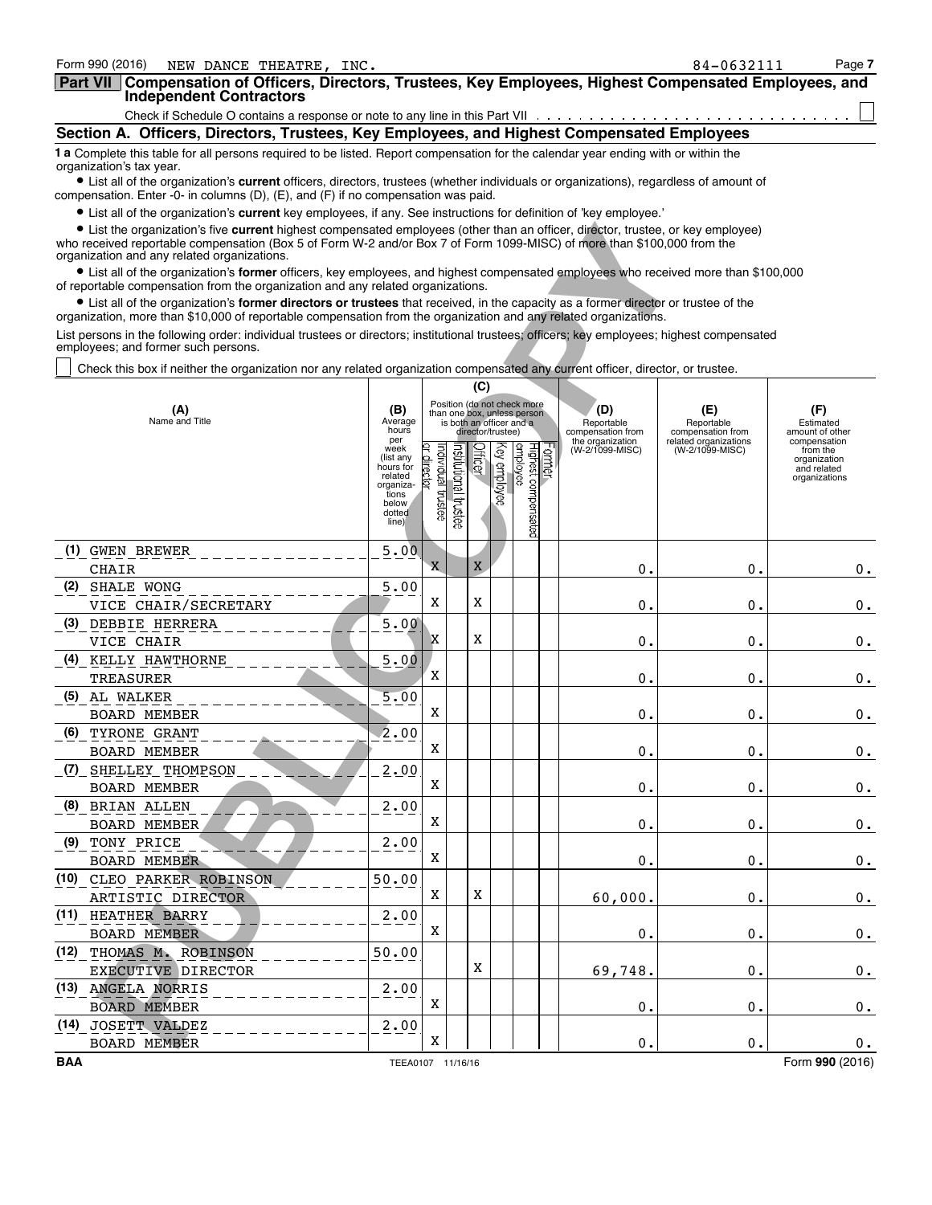Form 990 (2016) NEW DANCE THEATRE, INC. 84-0632111 Page 7

## Part VII Compensation of Officers, Directors, Trustees, Key Employees, Highest Compensated Employees, and Independent Contractors

Check if Schedule O contains a response or note to any line in this Part VII . . . . . . . . . . . . . . . . . . . . . . . . . . . . . . . . . ☐

### Section A. Officers, Directors, Trustees, Key Employees, and Highest Compensated Employees

**1 a** Complete this table for all persons required to be listed. Report compensation for the calendar year ending with or within the organization's tax year.

- List all of the organization's **current** officers, directors, trustees (whether individuals or organizations), regardless of amount of compensation. Enter -0- in columns (D), (E), and (F) if no compensation was paid.
- List all of the organization's **current** key employees, if any. See instructions for definition of 'key employee.'
- List the organization's five **current** highest compensated employees (other than an officer, director, trustee, or key employee) who received reportable compensation (Box 5 of Form W-2 and/or Box 7 of Form 1099-MISC) of more than $100,000 from the organization and any related organizations.
- List all of the organization's **former** officers, key employees, and highest compensated employees who received more than $100,000 of reportable compensation from the organization and any related organizations.
- List all of the organization's **former directors or trustees** that received, in the capacity as a former director or trustee of the organization, more than $10,000 of reportable compensation from the organization and any related organizations.

List persons in the following order: individual trustees or directors; institutional trustees; officers; key employees; highest compensated employees; and former such persons.

☐ Check this box if neither the organization nor any related organization compensated any current officer, director, or trustee.

| (A) Name and Title | (B) Average hours per week (list any hours for related organizations below dotted line) | (C) Position (do not check more than one box, unless person is both an officer and a director/trustee) | | | | | | (D) Reportable compensation from the organization (W-2/1099-MISC) | (E) Reportable compensation from related organizations (W-2/1099-MISC) | (F) Estimated amount of other compensation from the organization and related organizations |
|---|---|---|---|---|---|---|---|---|---|---|
| | | Individual trustee or director | Institutional trustee | Officer | Key employee | Highest compensated employee | Former | | | |
| (1) GWEN BREWER<br>CHAIR | 5.00 | X | | X | | | | 0. | 0. | 0. |
| (2) SHALE WONG<br>VICE CHAIR/SECRETARY | 5.00 | X | | X | | | | 0. | 0. | 0. |
| (3) DEBBIE HERRERA<br>VICE CHAIR | 5.00 | X | | X | | | | 0. | 0. | 0. |
| (4) KELLY HAWTHORNE<br>TREASURER | 5.00 | X | | | | | | 0. | 0. | 0. |
| (5) AL WALKER<br>BOARD MEMBER | 5.00 | X | | | | | | 0. | 0. | 0. |
| (6) TYRONE GRANT<br>BOARD MEMBER | 2.00 | X | | | | | | 0. | 0. | 0. |
| (7) SHELLEY THOMPSON<br>BOARD MEMBER | 2.00 | X | | | | | | 0. | 0. | 0. |
| (8) BRIAN ALLEN<br>BOARD MEMBER | 2.00 | X | | | | | | 0. | 0. | 0. |
| (9) TONY PRICE<br>BOARD MEMBER | 2.00 | X | | | | | | 0. | 0. | 0. |
| (10) CLEO PARKER ROBINSON<br>ARTISTIC DIRECTOR | 50.00 | X | | X | | | | 60,000. | 0. | 0. |
| (11) HEATHER BARRY<br>BOARD MEMBER | 2.00 | X | | | | | | 0. | 0. | 0. |
| (12) THOMAS M. ROBINSON<br>EXECUTIVE DIRECTOR | 50.00 | | | X | | | | 69,748. | 0. | 0. |
| (13) ANGELA NORRIS<br>BOARD MEMBER | 2.00 | X | | | | | | 0. | 0. | 0. |
| (14) JOSETT VALDEZ<br>BOARD MEMBER | 2.00 | X | | | | | | 0. | 0. | 0. |

BAA TEEA0107 11/16/16 Form **990** (2016)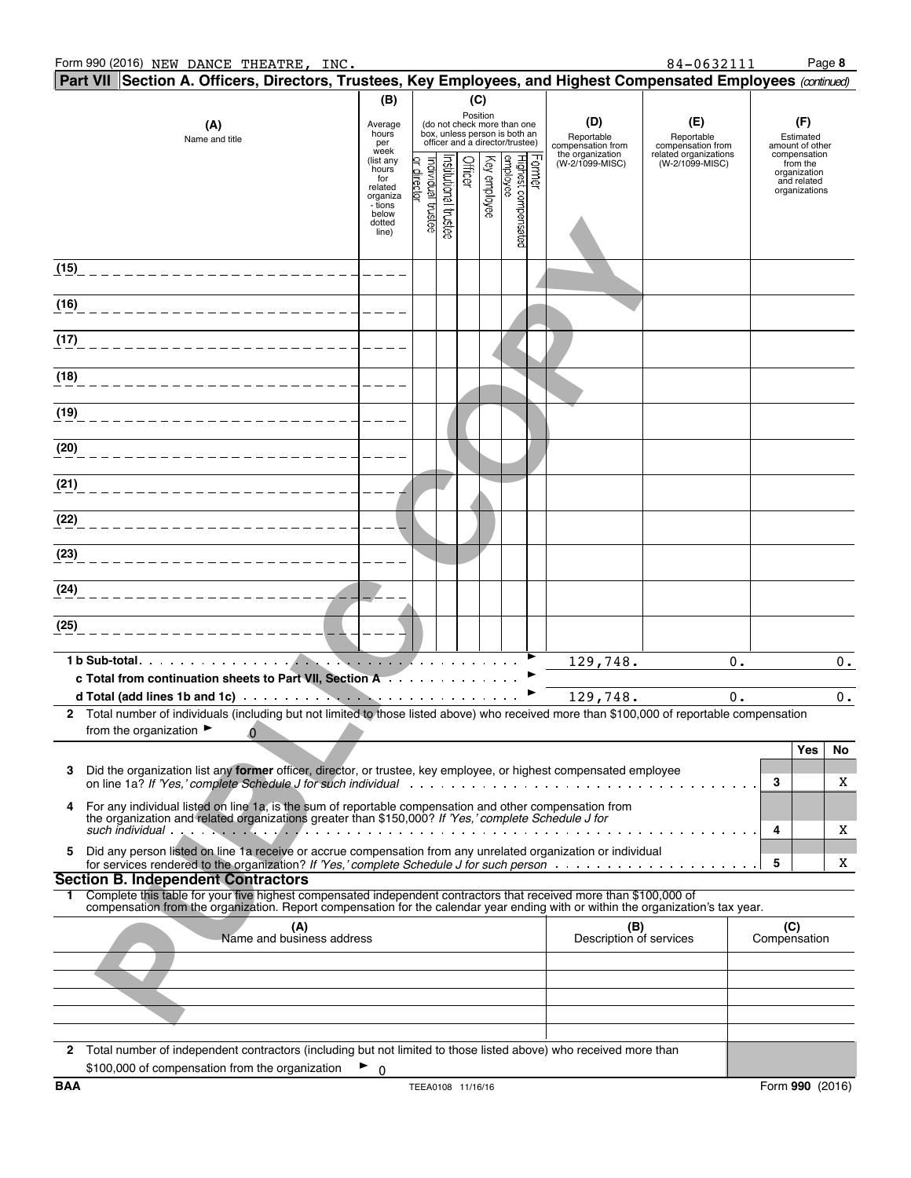Form 990 (2016) NEW DANCE THEATRE, INC. 84-0632111 Page **8**

**Part VII** **Section A. Officers, Directors, Trustees, Key Employees, and Highest Compensated Employees** *(continued)*

| (A) Name and title | (B) Average hours per week (list any hours for related organizations below dotted line) | (C) Position (do not check more than one box, unless person is both an officer and a director/trustee) | | | | | | (D) Reportable compensation from the organization (W-2/1099-MISC) | (E) Reportable compensation from related organizations (W-2/1099-MISC) | (F) Estimated amount of other compensation from the organization and related organizations |
|---|---|---|---|---|---|---|---|---|---|---|
| | | Individual trustee or director | Institutional trustee | Officer | Key employee | Highest compensated employee | Former | | | |
| (15) | | | | | | | | | | |
| (16) | | | | | | | | | | |
| (17) | | | | | | | | | | |
| (18) | | | | | | | | | | |
| (19) | | | | | | | | | | |
| (20) | | | | | | | | | | |
| (21) | | | | | | | | | | |
| (22) | | | | | | | | | | |
| (23) | | | | | | | | | | |
| (24) | | | | | | | | | | |
| (25) | | | | | | | | | | |
| **1 b Sub-total** | | | | | | | | 129,748. | 0. | 0. |
| **c Total from continuation sheets to Part VII, Section A** | | | | | | | | | | |
| **d Total (add lines 1b and 1c)** | | | | | | | | 129,748. | 0. | 0. |

**2** Total number of individuals (including but not limited to those listed above) who received more than $100,000 of reportable compensation from the organization ► 0

| | | Yes | No |
|---|---|---|---|
| **3** Did the organization list any **former** officer, director, or trustee, key employee, or highest compensated employee on line 1a? *If 'Yes,' complete Schedule J for such individual* | 3 | | X |
| **4** For any individual listed on line 1a, is the sum of reportable compensation and other compensation from the organization and related organizations greater than $150,000? *If 'Yes,' complete Schedule J for such individual* | 4 | | X |
| **5** Did any person listed on line 1a receive or accrue compensation from any unrelated organization or individual for services rendered to the organization? *If 'Yes,' complete Schedule J for such person* | 5 | | X |

**Section B. Independent Contractors**

**1** Complete this table for your five highest compensated independent contractors that received more than $100,000 of compensation from the organization. Report compensation for the calendar year ending with or within the organization's tax year.

| (A) Name and business address | (B) Description of services | (C) Compensation |
|---|---|---|
| | | |
| | | |
| | | |
| | | |
| | | |

**2** Total number of independent contractors (including but not limited to those listed above) who received more than $100,000 of compensation from the organization ► 0

BAA TEEA0108 11/16/16 Form **990** (2016)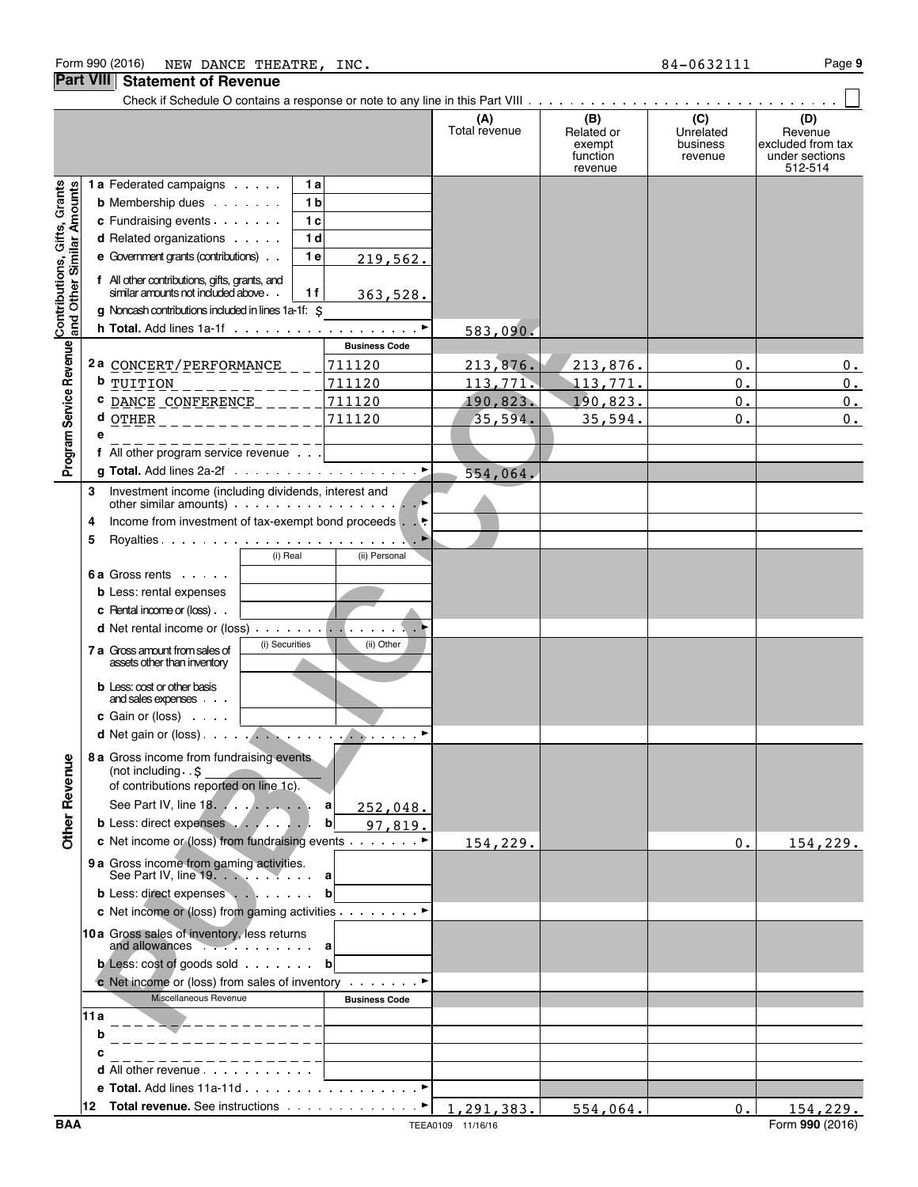Form 990 (2016) NEW DANCE THEATRE, INC. 84-0632111

## Part VIII Statement of Revenue

Check if Schedule O contains a response or note to any line in this Part VIII . . . . . . . . . . ☐

| | | | (A) Total revenue | (B) Related or exempt function revenue | (C) Unrelated business revenue | (D) Revenue excluded from tax under sections 512-514 |
|---|---|---|---|---|---|---|
| **Contributions, Gifts, Grants and Other Similar Amounts** | 1a Federated campaigns | 1a | | | | |
| | b Membership dues | 1b | | | | |
| | c Fundraising events | 1c | | | | |
| | d Related organizations | 1d | | | | |
| | e Government grants (contributions) | 1e 219,562. | | | | |
| | f All other contributions, gifts, grants, and similar amounts not included above | 1f 363,528. | | | | |
| | g Noncash contributions included in lines 1a-1f: $ | | | | | |
| | h Total. Add lines 1a-1f | | 583,090. | | | |
| **Program Service Revenue** | | Business Code | | | | |
| | 2a CONCERT/PERFORMANCE | 711120 | 213,876. | 213,876. | 0. | 0. |
| | b TUITION | 711120 | 113,771. | 113,771. | 0. | 0. |
| | c DANCE CONFERENCE | 711120 | 190,823. | 190,823. | 0. | 0. |
| | d OTHER | 711120 | 35,594. | 35,594. | 0. | 0. |
| | e | | | | | |
| | f All other program service revenue | | | | | |
| | g Total. Add lines 2a-2f | | 554,064. | | | |
| | 3 Investment income (including dividends, interest and other similar amounts) | | | | | |
| | 4 Income from investment of tax-exempt bond proceeds | | | | | |
| | 5 Royalties | | | | | |
| | | (i) Real / (ii) Personal | | | | |
| | 6a Gross rents | | | | | |
| | b Less: rental expenses | | | | | |
| | c Rental income or (loss) | | | | | |
| | d Net rental income or (loss) | | | | | |
| | 7a Gross amount from sales of assets other than inventory | (i) Securities / (ii) Other | | | | |
| | b Less: cost or other basis and sales expenses | | | | | |
| | c Gain or (loss) | | | | | |
| | d Net gain or (loss) | | | | | |
| **Other Revenue** | 8a Gross income from fundraising events (not including $ of contributions reported on line 1c). See Part IV, line 18 | a 252,048. | | | | |
| | b Less: direct expenses | b 97,819. | | | | |
| | c Net income or (loss) from fundraising events | | 154,229. | | 0. | 154,229. |
| | 9a Gross income from gaming activities. See Part IV, line 19 | a | | | | |
| | b Less: direct expenses | b | | | | |
| | c Net income or (loss) from gaming activities | | | | | |
| | 10a Gross sales of inventory, less returns and allowances | a | | | | |
| | b Less: cost of goods sold | b | | | | |
| | c Net income or (loss) from sales of inventory | | | | | |
| | Miscellaneous Revenue | Business Code | | | | |
| | 11a | | | | | |
| | b | | | | | |
| | c | | | | | |
| | d All other revenue | | | | | |
| | e Total. Add lines 11a-11d | | | | | |
| | 12 Total revenue. See instructions | | 1,291,383. | 554,064. | 0. | 154,229. |

BAA TEEA0109 11/16/16 Form 990 (2016)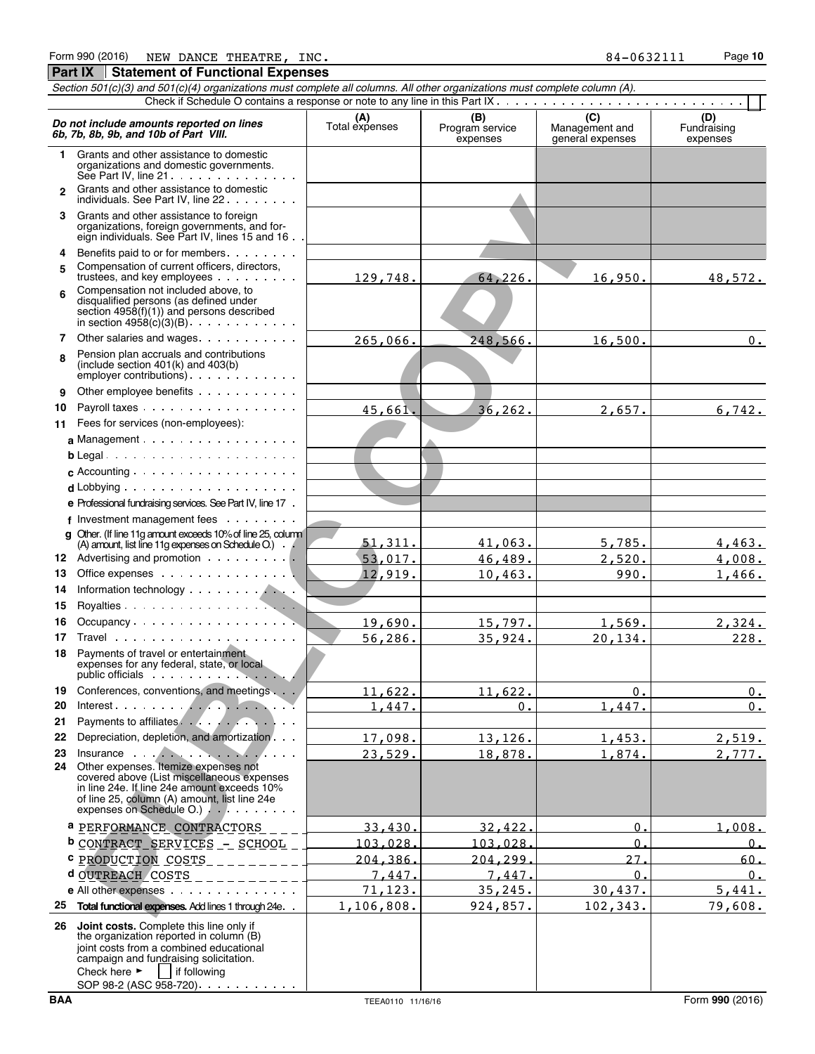Form 990 (2016) NEW DANCE THEATRE, INC. 84-0632111

## Part IX Statement of Functional Expenses

*Section 501(c)(3) and 501(c)(4) organizations must complete all columns. All other organizations must complete column (A).*

Check if Schedule O contains a response or note to any line in this Part IX . . . ☐

| *Do not include amounts reported on lines 6b, 7b, 8b, 9b, and 10b of Part VIII.* | (A) Total expenses | (B) Program service expenses | (C) Management and general expenses | (D) Fundraising expenses |
|---|---|---|---|---|
| 1 Grants and other assistance to domestic organizations and domestic governments. See Part IV, line 21 | | | | |
| 2 Grants and other assistance to domestic individuals. See Part IV, line 22 | | | | |
| 3 Grants and other assistance to foreign organizations, foreign governments, and foreign individuals. See Part IV, lines 15 and 16 | | | | |
| 4 Benefits paid to or for members | | | | |
| 5 Compensation of current officers, directors, trustees, and key employees | 129,748. | 64,226. | 16,950. | 48,572. |
| 6 Compensation not included above, to disqualified persons (as defined under section 4958(f)(1)) and persons described in section 4958(c)(3)(B) | | | | |
| 7 Other salaries and wages | 265,066. | 248,566. | 16,500. | 0. |
| 8 Pension plan accruals and contributions (include section 401(k) and 403(b) employer contributions) | | | | |
| 9 Other employee benefits | | | | |
| 10 Payroll taxes | 45,661. | 36,262. | 2,657. | 6,742. |
| 11 Fees for services (non-employees): | | | | |
| a Management | | | | |
| b Legal | | | | |
| c Accounting | | | | |
| d Lobbying | | | | |
| e Professional fundraising services. See Part IV, line 17 | | | | |
| f Investment management fees | | | | |
| g Other. (If line 11g amount exceeds 10% of line 25, column (A) amount, list line 11g expenses on Schedule O.) | 51,311. | 41,063. | 5,785. | 4,463. |
| 12 Advertising and promotion | 53,017. | 46,489. | 2,520. | 4,008. |
| 13 Office expenses | 12,919. | 10,463. | 990. | 1,466. |
| 14 Information technology | | | | |
| 15 Royalties | | | | |
| 16 Occupancy | 19,690. | 15,797. | 1,569. | 2,324. |
| 17 Travel | 56,286. | 35,924. | 20,134. | 228. |
| 18 Payments of travel or entertainment expenses for any federal, state, or local public officials | | | | |
| 19 Conferences, conventions, and meetings | 11,622. | 11,622. | 0. | 0. |
| 20 Interest | 1,447. | 0. | 1,447. | 0. |
| 21 Payments to affiliates | | | | |
| 22 Depreciation, depletion, and amortization | 17,098. | 13,126. | 1,453. | 2,519. |
| 23 Insurance | 23,529. | 18,878. | 1,874. | 2,777. |
| 24 Other expenses. Itemize expenses not covered above (List miscellaneous expenses in line 24e. If line 24e amount exceeds 10% of line 25, column (A) amount, list line 24e expenses on Schedule O.) | | | | |
| a PERFORMANCE CONTRACTORS | 33,430. | 32,422. | 0. | 1,008. |
| b CONTRACT SERVICES - SCHOOL | 103,028. | 103,028. | 0. | 0. |
| c PRODUCTION COSTS | 204,386. | 204,299. | 27. | 60. |
| d OUTREACH COSTS | 7,447. | 7,447. | 0. | 0. |
| e All other expenses | 71,123. | 35,245. | 30,437. | 5,441. |
| 25 **Total functional expenses.** Add lines 1 through 24e | 1,106,808. | 924,857. | 102,343. | 79,608. |
| 26 **Joint costs.** Complete this line only if the organization reported in column (B) joint costs from a combined educational campaign and fundraising solicitation. Check here ► ☐ if following SOP 98-2 (ASC 958-720) | | | | |

BAA TEEA0110 11/16/16 Form **990** (2016)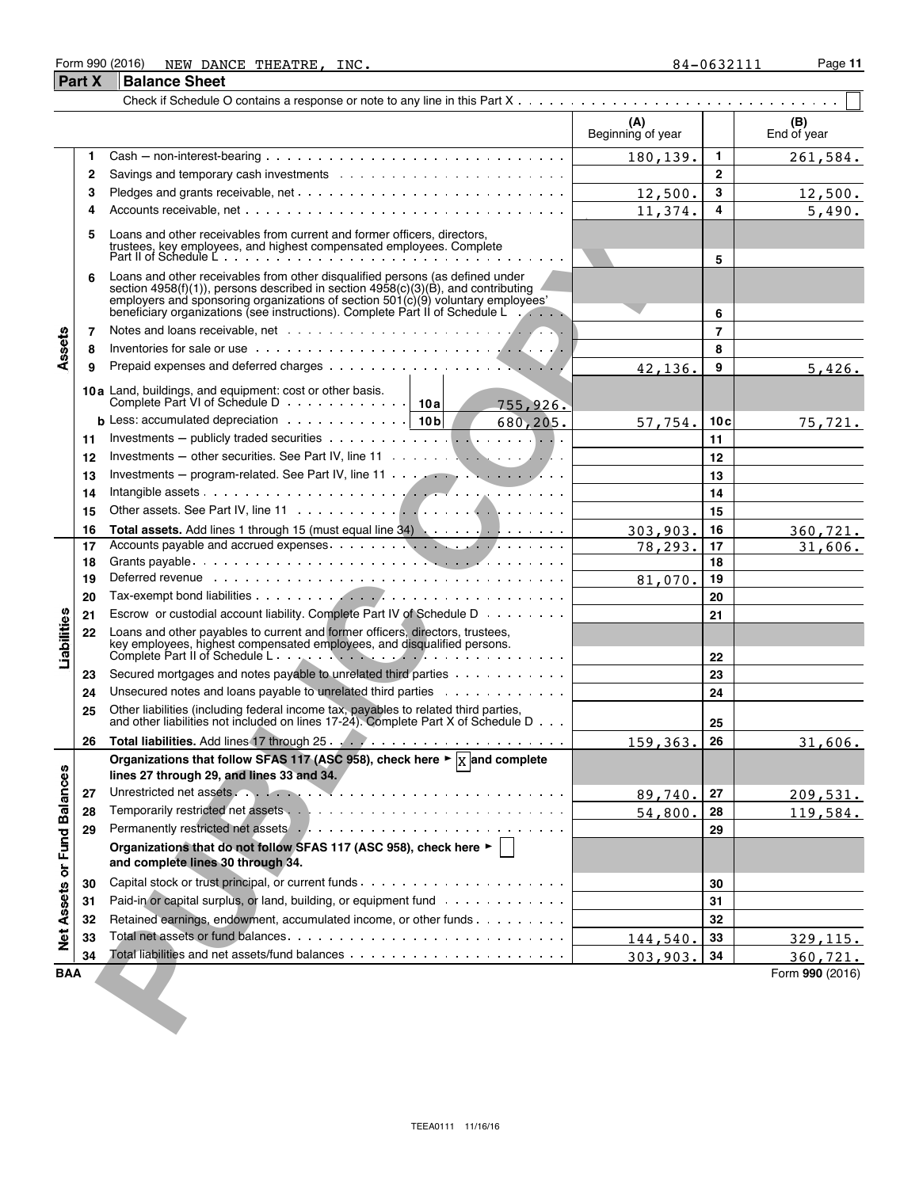Form 990 (2016) NEW DANCE THEATRE, INC. 84-0632111 Page **11**

## Part X Balance Sheet

Check if Schedule O contains a response or note to any line in this Part X . . . . . . . . . . . . . . . . . . . . . . . . . . . . . ☐

| | | | (A) Beginning of year | | (B) End of year |
|---|---|---|---|---|---|
| **Assets** | 1 | Cash – non-interest-bearing | 180,139. | 1 | 261,584. |
| | 2 | Savings and temporary cash investments | | 2 | |
| | 3 | Pledges and grants receivable, net | 12,500. | 3 | 12,500. |
| | 4 | Accounts receivable, net | 11,374. | 4 | 5,490. |
| | 5 | Loans and other receivables from current and former officers, directors, trustees, key employees, and highest compensated employees. Complete Part II of Schedule L | | 5 | |
| | 6 | Loans and other receivables from other disqualified persons (as defined under section 4958(f)(1)), persons described in section 4958(c)(3)(B), and contributing employers and sponsoring organizations of section 501(c)(9) voluntary employees' beneficiary organizations (see instructions). Complete Part II of Schedule L | | 6 | |
| | 7 | Notes and loans receivable, net | | 7 | |
| | 8 | Inventories for sale or use | | 8 | |
| | 9 | Prepaid expenses and deferred charges | 42,136. | 9 | 5,426. |
| | 10a | Land, buildings, and equipment: cost or other basis. Complete Part VI of Schedule D . . . 10a 755,926. | | | |
| | b | Less: accumulated depreciation . . . 10b 680,205. | 57,754. | 10c | 75,721. |
| | 11 | Investments – publicly traded securities | | 11 | |
| | 12 | Investments – other securities. See Part IV, line 11 | | 12 | |
| | 13 | Investments – program-related. See Part IV, line 11 | | 13 | |
| | 14 | Intangible assets | | 14 | |
| | 15 | Other assets. See Part IV, line 11 | | 15 | |
| | 16 | **Total assets.** Add lines 1 through 15 (must equal line 34) | 303,903. | 16 | 360,721. |
| **Liabilities** | 17 | Accounts payable and accrued expenses | 78,293. | 17 | 31,606. |
| | 18 | Grants payable | | 18 | |
| | 19 | Deferred revenue | 81,070. | 19 | |
| | 20 | Tax-exempt bond liabilities | | 20 | |
| | 21 | Escrow or custodial account liability. Complete Part IV of Schedule D | | 21 | |
| | 22 | Loans and other payables to current and former officers, directors, trustees, key employees, highest compensated employees, and disqualified persons. Complete Part II of Schedule L | | 22 | |
| | 23 | Secured mortgages and notes payable to unrelated third parties | | 23 | |
| | 24 | Unsecured notes and loans payable to unrelated third parties | | 24 | |
| | 25 | Other liabilities (including federal income tax, payables to related third parties, and other liabilities not included on lines 17-24). Complete Part X of Schedule D | | 25 | |
| | 26 | **Total liabilities.** Add lines 17 through 25 | 159,363. | 26 | 31,606. |
| **Net Assets or Fund Balances** | | **Organizations that follow SFAS 117 (ASC 958), check here ► [X] and complete lines 27 through 29, and lines 33 and 34.** | | | |
| | 27 | Unrestricted net assets | 89,740. | 27 | 209,531. |
| | 28 | Temporarily restricted net assets | 54,800. | 28 | 119,584. |
| | 29 | Permanently restricted net assets | | 29 | |
| | | **Organizations that do not follow SFAS 117 (ASC 958), check here ► [ ] and complete lines 30 through 34.** | | | |
| | 30 | Capital stock or trust principal, or current funds | | 30 | |
| | 31 | Paid-in or capital surplus, or land, building, or equipment fund | | 31 | |
| | 32 | Retained earnings, endowment, accumulated income, or other funds | | 32 | |
| | 33 | Total net assets or fund balances | 144,540. | 33 | 329,115. |
| | 34 | Total liabilities and net assets/fund balances | 303,903. | 34 | 360,721. |

BAA Form **990** (2016)

TEEA0111 11/16/16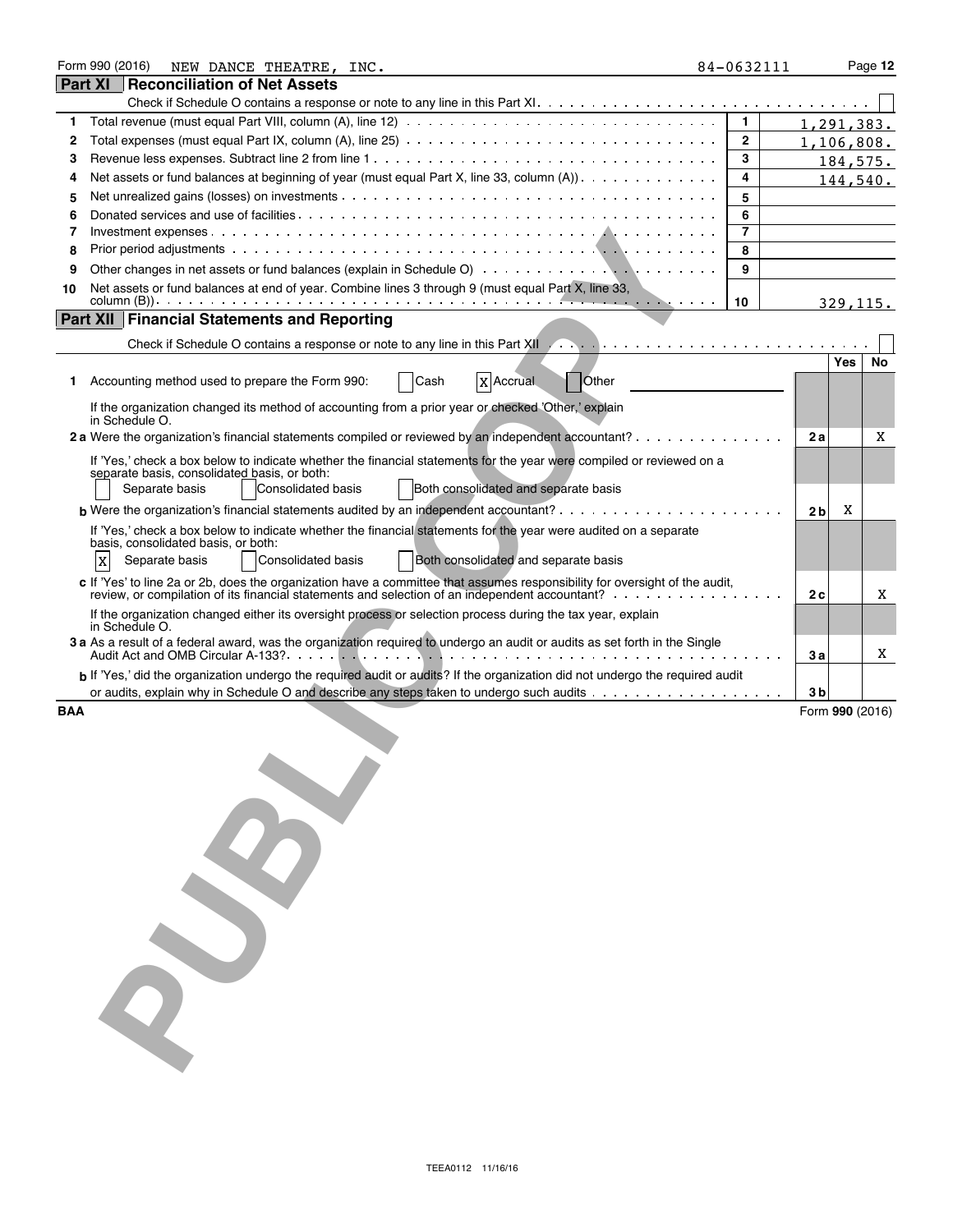Form 990 (2016) NEW DANCE THEATRE, INC. 84-0632111

## Part XI Reconciliation of Net Assets

Check if Schedule O contains a response or note to any line in this Part XI ☐

| | | | |
|---|---|---|---|
| 1 | Total revenue (must equal Part VIII, column (A), line 12) | 1 | 1,291,383. |
| 2 | Total expenses (must equal Part IX, column (A), line 25) | 2 | 1,106,808. |
| 3 | Revenue less expenses. Subtract line 2 from line 1 | 3 | 184,575. |
| 4 | Net assets or fund balances at beginning of year (must equal Part X, line 33, column (A)) | 4 | 144,540. |
| 5 | Net unrealized gains (losses) on investments | 5 | |
| 6 | Donated services and use of facilities | 6 | |
| 7 | Investment expenses | 7 | |
| 8 | Prior period adjustments | 8 | |
| 9 | Other changes in net assets or fund balances (explain in Schedule O) | 9 | |
| 10 | Net assets or fund balances at end of year. Combine lines 3 through 9 (must equal Part X, line 33, column (B)) | 10 | 329,115. |

## Part XII Financial Statements and Reporting

Check if Schedule O contains a response or note to any line in this Part XII ☐

| | | | Yes | No |
|---|---|---|---|---|
| 1 | Accounting method used to prepare the Form 990: ☐ Cash ☒ Accrual ☐ Other | | | |
| | If the organization changed its method of accounting from a prior year or checked 'Other,' explain in Schedule O. | | | |
| 2 a | Were the organization's financial statements compiled or reviewed by an independent accountant? | 2a | | X |
| | If 'Yes,' check a box below to indicate whether the financial statements for the year were compiled or reviewed on a separate basis, consolidated basis, or both: ☐ Separate basis ☐ Consolidated basis ☐ Both consolidated and separate basis | | | |
| b | Were the organization's financial statements audited by an independent accountant? | 2b | X | |
| | If 'Yes,' check a box below to indicate whether the financial statements for the year were audited on a separate basis, consolidated basis, or both: ☒ Separate basis ☐ Consolidated basis ☐ Both consolidated and separate basis | | | |
| c | If 'Yes' to line 2a or 2b, does the organization have a committee that assumes responsibility for oversight of the audit, review, or compilation of its financial statements and selection of an independent accountant? | 2c | | X |
| | If the organization changed either its oversight process or selection process during the tax year, explain in Schedule O. | | | |
| 3 a | As a result of a federal award, was the organization required to undergo an audit or audits as set forth in the Single Audit Act and OMB Circular A-133? | 3a | | X |
| b | If 'Yes,' did the organization undergo the required audit or audits? If the organization did not undergo the required audit or audits, explain why in Schedule O and describe any steps taken to undergo such audits | 3b | | |

BAA Form **990** (2016)

TEEA0112 11/16/16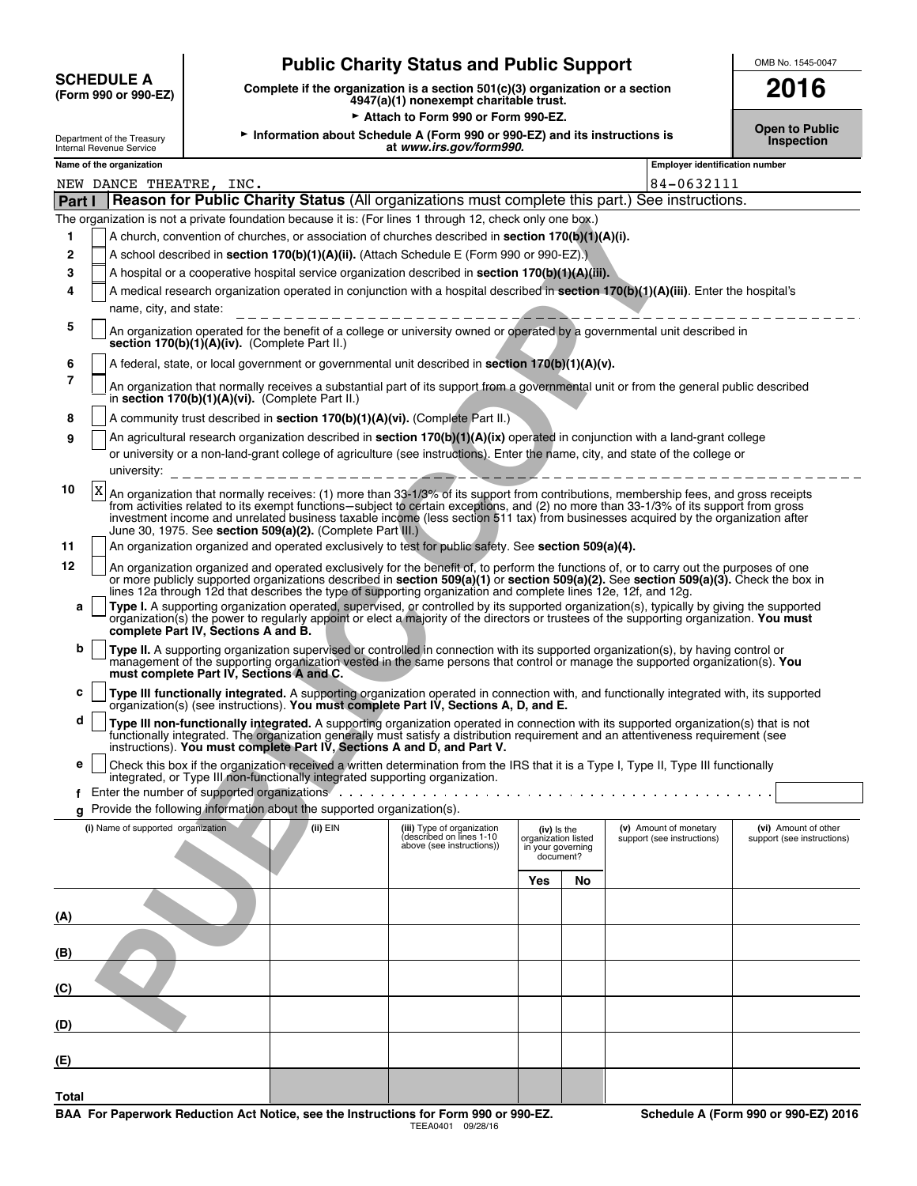**SCHEDULE A (Form 990 or 990-EZ)**

Department of the Treasury Internal Revenue Service

# Public Charity Status and Public Support

**Complete if the organization is a section 501(c)(3) organization or a section 4947(a)(1) nonexempt charitable trust.**

► **Attach to Form 990 or Form 990-EZ.**

► **Information about Schedule A (Form 990 or 990-EZ) and its instructions is at *www.irs.gov/form990*.**

OMB No. 1545-0047

**2016**

**Open to Public Inspection**

**Name of the organization:** NEW DANCE THEATRE, INC.

**Employer identification number:** 84-0632111

PUBLIC COPY

## Part I Reason for Public Charity Status (All organizations must complete this part.) See instructions.

The organization is not a private foundation because it is: (For lines 1 through 12, check only one box.)

1. [ ] A church, convention of churches, or association of churches described in **section 170(b)(1)(A)(i).**
2. [ ] A school described in **section 170(b)(1)(A)(ii).** (Attach Schedule E (Form 990 or 990-EZ).)
3. [ ] A hospital or a cooperative hospital service organization described in **section 170(b)(1)(A)(iii).**
4. [ ] A medical research organization operated in conjunction with a hospital described in **section 170(b)(1)(A)(iii)**. Enter the hospital's name, city, and state:
5. [ ] An organization operated for the benefit of a college or university owned or operated by a governmental unit described in **section 170(b)(1)(A)(iv).** (Complete Part II.)
6. [ ] A federal, state, or local government or governmental unit described in **section 170(b)(1)(A)(v).**
7. [ ] An organization that normally receives a substantial part of its support from a governmental unit or from the general public described in **section 170(b)(1)(A)(vi).** (Complete Part II.)
8. [ ] A community trust described in **section 170(b)(1)(A)(vi).** (Complete Part II.)
9. [ ] An agricultural research organization described in **section 170(b)(1)(A)(ix)** operated in conjunction with a land-grant college or university or a non-land-grant college of agriculture (see instructions). Enter the name, city, and state of the college or university:
10. [X] An organization that normally receives: (1) more than 33-1/3% of its support from contributions, membership fees, and gross receipts from activities related to its exempt functions—subject to certain exceptions, and (2) no more than 33-1/3% of its support from gross investment income and unrelated business taxable income (less section 511 tax) from businesses acquired by the organization after June 30, 1975. See **section 509(a)(2).** (Complete Part III.)
11. [ ] An organization organized and operated exclusively to test for public safety. See **section 509(a)(4).**
12. [ ] An organization organized and operated exclusively for the benefit of, to perform the functions of, or to carry out the purposes of one or more publicly supported organizations described in **section 509(a)(1)** or **section 509(a)(2).** See **section 509(a)(3).** Check the box in lines 12a through 12d that describes the type of supporting organization and complete lines 12e, 12f, and 12g.
   - **a** [ ] **Type I.** A supporting organization operated, supervised, or controlled by its supported organization(s), typically by giving the supported organization(s) the power to regularly appoint or elect a majority of the directors or trustees of the supporting organization. **You must complete Part IV, Sections A and B.**
   - **b** [ ] **Type II.** A supporting organization supervised or controlled in connection with its supported organization(s), by having control or management of the supporting organization vested in the same persons that control or manage the supported organization(s). **You must complete Part IV, Sections A and C.**
   - **c** [ ] **Type III functionally integrated.** A supporting organization operated in connection with, and functionally integrated with, its supported organization(s) (see instructions). **You must complete Part IV, Sections A, D, and E.**
   - **d** [ ] **Type III non-functionally integrated.** A supporting organization operated in connection with its supported organization(s) that is not functionally integrated. The organization generally must satisfy a distribution requirement and an attentiveness requirement (see instructions). **You must complete Part IV, Sections A and D, and Part V.**
   - **e** [ ] Check this box if the organization received a written determination from the IRS that it is a Type I, Type II, Type III functionally integrated, or Type III non-functionally integrated supporting organization.
   - **f** Enter the number of supported organizations
   - **g** Provide the following information about the supported organization(s).

| (i) Name of supported organization | (ii) EIN | (iii) Type of organization (described on lines 1-10 above (see instructions)) | (iv) Is the organization listed in your governing document? Yes | No | (v) Amount of monetary support (see instructions) | (vi) Amount of other support (see instructions) |
|---|---|---|---|---|---|---|
| (A) | | | | | | |
| (B) | | | | | | |
| (C) | | | | | | |
| (D) | | | | | | |
| (E) | | | | | | |
| Total | | | | | | |

**BAA For Paperwork Reduction Act Notice, see the Instructions for Form 990 or 990-EZ.** TEEA0401 09/28/16 **Schedule A (Form 990 or 990-EZ) 2016**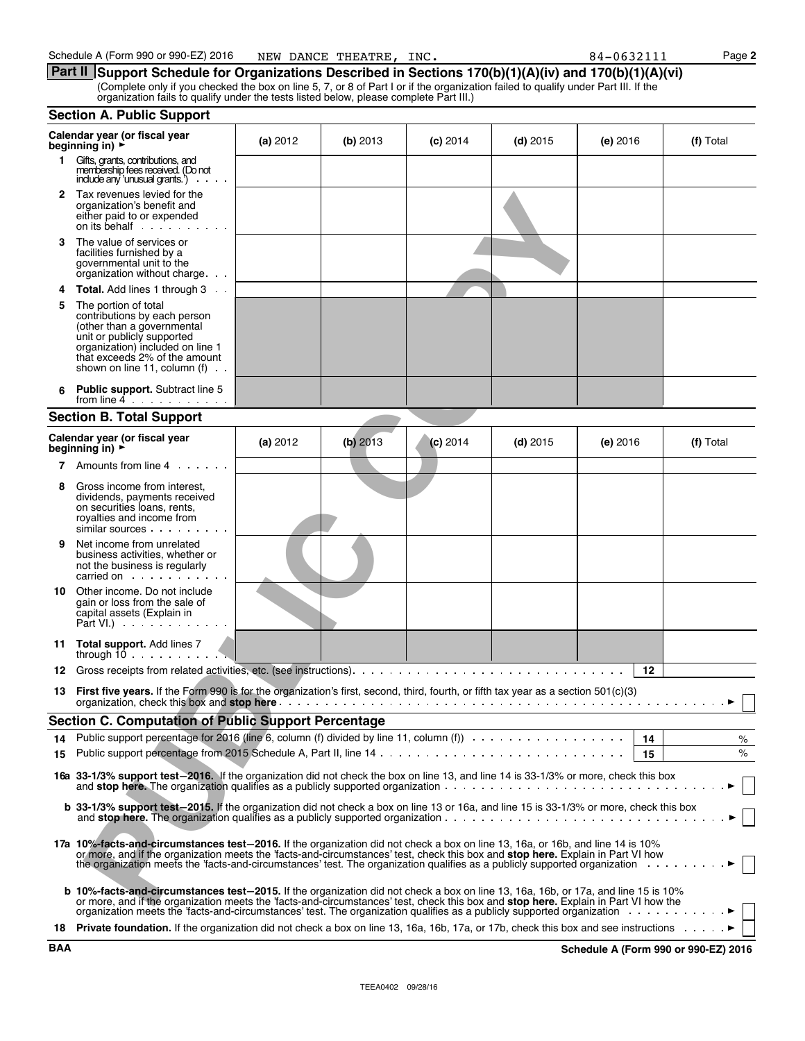Schedule A (Form 990 or 990-EZ) 2016 NEW DANCE THEATRE, INC. 84-0632111 Page 2

## Part II Support Schedule for Organizations Described in Sections 170(b)(1)(A)(iv) and 170(b)(1)(A)(vi)

(Complete only if you checked the box on line 5, 7, or 8 of Part I or if the organization failed to qualify under Part III. If the organization fails to qualify under the tests listed below, please complete Part III.)

### Section A. Public Support

| Calendar year (or fiscal year beginning in) ► | (a) 2012 | (b) 2013 | (c) 2014 | (d) 2015 | (e) 2016 | (f) Total |
|---|---|---|---|---|---|---|
| 1 Gifts, grants, contributions, and membership fees received. (Do not include any 'unusual grants.') | | | | | | |
| 2 Tax revenues levied for the organization's benefit and either paid to or expended on its behalf | | | | | | |
| 3 The value of services or facilities furnished by a governmental unit to the organization without charge | | | | | | |
| 4 **Total.** Add lines 1 through 3 | | | | | | |
| 5 The portion of total contributions by each person (other than a governmental unit or publicly supported organization) included on line 1 that exceeds 2% of the amount shown on line 11, column (f) | | | | | | |
| 6 **Public support.** Subtract line 5 from line 4 | | | | | | |

### Section B. Total Support

| Calendar year (or fiscal year beginning in) ► | (a) 2012 | (b) 2013 | (c) 2014 | (d) 2015 | (e) 2016 | (f) Total |
|---|---|---|---|---|---|---|
| 7 Amounts from line 4 | | | | | | |
| 8 Gross income from interest, dividends, payments received on securities loans, rents, royalties and income from similar sources | | | | | | |
| 9 Net income from unrelated business activities, whether or not the business is regularly carried on | | | | | | |
| 10 Other income. Do not include gain or loss from the sale of capital assets (Explain in Part VI.) | | | | | | |
| 11 **Total support.** Add lines 7 through 10 | | | | | | |

**12** Gross receipts from related activities, etc. (see instructions) . . . **12** 

**13** **First five years.** If the Form 990 is for the organization's first, second, third, fourth, or fifth tax year as a section 501(c)(3) organization, check this box and **stop here** . . . ► ☐

### Section C. Computation of Public Support Percentage

**14** Public support percentage for 2016 (line 6, column (f) divided by line 11, column (f)) . . . **14** %

**15** Public support percentage from 2015 Schedule A, Part II, line 14 . . . **15** %

**16a 33-1/3% support test—2016.** If the organization did not check the box on line 13, and line 14 is 33-1/3% or more, check this box and **stop here.** The organization qualifies as a publicly supported organization . . . ► ☐

**b 33-1/3% support test—2015.** If the organization did not check a box on line 13 or 16a, and line 15 is 33-1/3% or more, check this box and **stop here.** The organization qualifies as a publicly supported organization . . . ► ☐

**17a 10%-facts-and-circumstances test—2016.** If the organization did not check a box on line 13, 16a, or 16b, and line 14 is 10% or more, and if the organization meets the 'facts-and-circumstances' test, check this box and **stop here.** Explain in Part VI how the organization meets the 'facts-and-circumstances' test. The organization qualifies as a publicly supported organization . . . ► ☐

**b 10%-facts-and-circumstances test—2015.** If the organization did not check a box on line 13, 16a, 16b, or 17a, and line 15 is 10% or more, and if the organization meets the 'facts-and-circumstances' test, check this box and **stop here.** Explain in Part VI how the organization meets the 'facts-and-circumstances' test. The organization qualifies as a publicly supported organization . . . ► ☐

**18** **Private foundation.** If the organization did not check a box on line 13, 16a, 16b, 17a, or 17b, check this box and see instructions . . . ► ☐

**BAA** **Schedule A (Form 990 or 990-EZ) 2016**

TEEA0402 09/28/16

PUBLIC COPY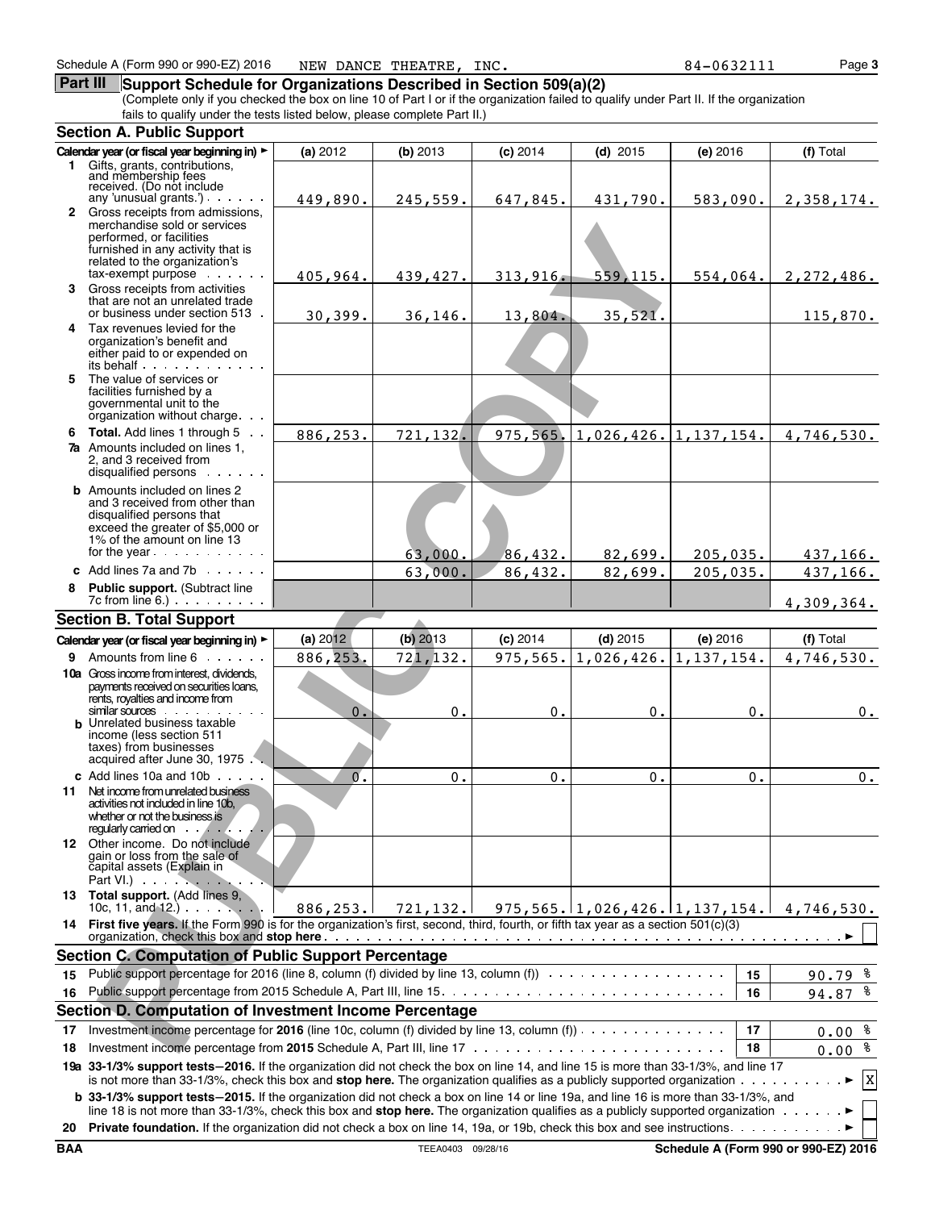Schedule A (Form 990 or 990-EZ) 2016 NEW DANCE THEATRE, INC. 84-0632111 Page 3

## Part III Support Schedule for Organizations Described in Section 509(a)(2)

(Complete only if you checked the box on line 10 of Part I or if the organization failed to qualify under Part II. If the organization fails to qualify under the tests listed below, please complete Part II.)

### Section A. Public Support

| Calendar year (or fiscal year beginning in) ► | (a) 2012 | (b) 2013 | (c) 2014 | (d) 2015 | (e) 2016 | (f) Total |
|---|---|---|---|---|---|---|
| 1 Gifts, grants, contributions, and membership fees received. (Do not include any 'unusual grants.') | 449,890. | 245,559. | 647,845. | 431,790. | 583,090. | 2,358,174. |
| 2 Gross receipts from admissions, merchandise sold or services performed, or facilities furnished in any activity that is related to the organization's tax-exempt purpose | 405,964. | 439,427. | 313,916. | 559,115. | 554,064. | 2,272,486. |
| 3 Gross receipts from activities that are not an unrelated trade or business under section 513 | 30,399. | 36,146. | 13,804. | 35,521. | | 115,870. |
| 4 Tax revenues levied for the organization's benefit and either paid to or expended on its behalf | | | | | | |
| 5 The value of services or facilities furnished by a governmental unit to the organization without charge | | | | | | |
| 6 **Total.** Add lines 1 through 5 | 886,253. | 721,132. | 975,565. | 1,026,426. | 1,137,154. | 4,746,530. |
| 7a Amounts included on lines 1, 2, and 3 received from disqualified persons | | | | | | |
| b Amounts included on lines 2 and 3 received from other than disqualified persons that exceed the greater of $5,000 or 1% of the amount on line 13 for the year | | 63,000. | 86,432. | 82,699. | 205,035. | 437,166. |
| c Add lines 7a and 7b | | 63,000. | 86,432. | 82,699. | 205,035. | 437,166. |
| 8 **Public support.** (Subtract line 7c from line 6.) | | | | | | 4,309,364. |

### Section B. Total Support

| Calendar year (or fiscal year beginning in) ► | (a) 2012 | (b) 2013 | (c) 2014 | (d) 2015 | (e) 2016 | (f) Total |
|---|---|---|---|---|---|---|
| 9 Amounts from line 6 | 886,253. | 721,132. | 975,565. | 1,026,426. | 1,137,154. | 4,746,530. |
| 10a Gross income from interest, dividends, payments received on securities loans, rents, royalties and income from similar sources | 0. | 0. | 0. | 0. | 0. | 0. |
| b Unrelated business taxable income (less section 511 taxes) from businesses acquired after June 30, 1975 | | | | | | |
| c Add lines 10a and 10b | 0. | 0. | 0. | 0. | 0. | 0. |
| 11 Net income from unrelated business activities not included in line 10b, whether or not the business is regularly carried on | | | | | | |
| 12 Other income. Do not include gain or loss from the sale of capital assets (Explain in Part VI.) | | | | | | |
| 13 **Total support.** (Add lines 9, 10c, 11, and 12.) | 886,253. | 721,132. | 975,565. | 1,026,426. | 1,137,154. | 4,746,530. |

14 **First five years.** If the Form 990 is for the organization's first, second, third, fourth, or fifth tax year as a section 501(c)(3) organization, check this box and **stop here** ► [ ]

### Section C. Computation of Public Support Percentage

| | | | |
|---|---|---|---|
| 15 | Public support percentage for 2016 (line 8, column (f) divided by line 13, column (f)) | 15 | 90.79 % |
| 16 | Public support percentage from 2015 Schedule A, Part III, line 15 | 16 | 94.87 % |

### Section D. Computation of Investment Income Percentage

| | | | |
|---|---|---|---|
| 17 | Investment income percentage for **2016** (line 10c, column (f) divided by line 13, column (f)) | 17 | 0.00 % |
| 18 | Investment income percentage from **2015** Schedule A, Part III, line 17 | 18 | 0.00 % |

19a **33-1/3% support tests—2016.** If the organization did not check the box on line 14, and line 15 is more than 33-1/3%, and line 17 is not more than 33-1/3%, check this box and **stop here.** The organization qualifies as a publicly supported organization ► [X]

b **33-1/3% support tests—2015.** If the organization did not check a box on line 14 or line 19a, and line 16 is more than 33-1/3%, and line 18 is not more than 33-1/3%, check this box and **stop here.** The organization qualifies as a publicly supported organization ► [ ]

20 **Private foundation.** If the organization did not check a box on line 14, 19a, or 19b, check this box and see instructions ► [ ]

BAA TEEA0403 09/28/16 **Schedule A (Form 990 or 990-EZ) 2016**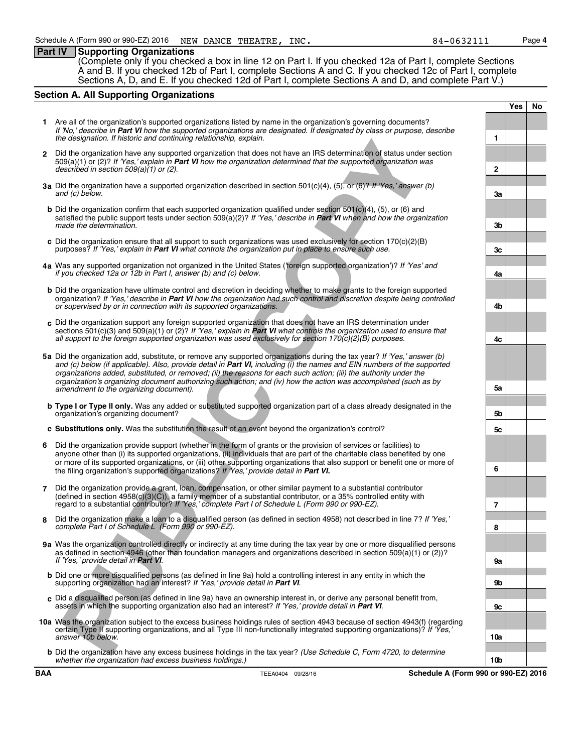Schedule A (Form 990 or 990-EZ) 2016 NEW DANCE THEATRE, INC. 84-0632111

## Part IV Supporting Organizations

(Complete only if you checked a box in line 12 on Part I. If you checked 12a of Part I, complete Sections A and B. If you checked 12b of Part I, complete Sections A and C. If you checked 12c of Part I, complete Sections A, D, and E. If you checked 12d of Part I, complete Sections A and D, and complete Part V.)

### Section A. All Supporting Organizations

| | | | Yes | No |
|---|---|---|---|---|
| **1** | Are all of the organization's supported organizations listed by name in the organization's governing documents? *If 'No,' describe in **Part VI** how the supported organizations are designated. If designated by class or purpose, describe the designation. If historic and continuing relationship, explain.* | 1 | | |
| **2** | Did the organization have any supported organization that does not have an IRS determination of status under section 509(a)(1) or (2)? *If 'Yes,' explain in **Part VI** how the organization determined that the supported organization was described in section 509(a)(1) or (2).* | 2 | | |
| **3a** | Did the organization have a supported organization described in section 501(c)(4), (5), or (6)? *If 'Yes,' answer (b) and (c) below.* | 3a | | |
| **b** | Did the organization confirm that each supported organization qualified under section 501(c)(4), (5), or (6) and satisfied the public support tests under section 509(a)(2)? *If 'Yes,' describe in **Part VI** when and how the organization made the determination.* | 3b | | |
| **c** | Did the organization ensure that all support to such organizations was used exclusively for section 170(c)(2)(B) purposes? *If 'Yes,' explain in **Part VI** what controls the organization put in place to ensure such use.* | 3c | | |
| **4a** | Was any supported organization not organized in the United States ('foreign supported organization')? *If 'Yes' and if you checked 12a or 12b in Part I, answer (b) and (c) below.* | 4a | | |
| **b** | Did the organization have ultimate control and discretion in deciding whether to make grants to the foreign supported organization? *If 'Yes,' describe in **Part VI** how the organization had such control and discretion despite being controlled or supervised by or in connection with its supported organizations.* | 4b | | |
| **c** | Did the organization support any foreign supported organization that does not have an IRS determination under sections 501(c)(3) and 509(a)(1) or (2)? *If 'Yes,' explain in **Part VI** what controls the organization used to ensure that all support to the foreign supported organization was used exclusively for section 170(c)(2)(B) purposes.* | 4c | | |
| **5a** | Did the organization add, substitute, or remove any supported organizations during the tax year? *If 'Yes,' answer (b) and (c) below (if applicable). Also, provide detail in **Part VI,** including (i) the names and EIN numbers of the supported organizations added, substituted, or removed; (ii) the reasons for each such action; (iii) the authority under the organization's organizing document authorizing such action; and (iv) how the action was accomplished (such as by amendment to the organizing document).* | 5a | | |
| **b** | **Type I or Type II only.** Was any added or substituted supported organization part of a class already designated in the organization's organizing document? | 5b | | |
| **c** | **Substitutions only.** Was the substitution the result of an event beyond the organization's control? | 5c | | |
| **6** | Did the organization provide support (whether in the form of grants or the provision of services or facilities) to anyone other than (i) its supported organizations, (ii) individuals that are part of the charitable class benefited by one or more of its supported organizations, or (iii) other supporting organizations that also support or benefit one or more of the filing organization's supported organizations? *If 'Yes,' provide detail in **Part VI.*** | 6 | | |
| **7** | Did the organization provide a grant, loan, compensation, or other similar payment to a substantial contributor (defined in section 4958(c)(3)(C)), a family member of a substantial contributor, or a 35% controlled entity with regard to a substantial contributor? *If 'Yes,' complete Part I of Schedule L (Form 990 or 990-EZ).* | 7 | | |
| **8** | Did the organization make a loan to a disqualified person (as defined in section 4958) not described in line 7? *If 'Yes,' complete Part I of Schedule L (Form 990 or 990-EZ).* | 8 | | |
| **9a** | Was the organization controlled directly or indirectly at any time during the tax year by one or more disqualified persons as defined in section 4946 (other than foundation managers and organizations described in section 509(a)(1) or (2))? *If 'Yes,' provide detail in **Part VI**.* | 9a | | |
| **b** | Did one or more disqualified persons (as defined in line 9a) hold a controlling interest in any entity in which the supporting organization had an interest? *If 'Yes,' provide detail in **Part VI**.* | 9b | | |
| **c** | Did a disqualified person (as defined in line 9a) have an ownership interest in, or derive any personal benefit from, assets in which the supporting organization also had an interest? *If 'Yes,' provide detail in **Part VI**.* | 9c | | |
| **10a** | Was the organization subject to the excess business holdings rules of section 4943 because of section 4943(f) (regarding certain Type II supporting organizations, and all Type III non-functionally integrated supporting organizations)? *If 'Yes,' answer 10b below.* | 10a | | |
| **b** | Did the organization have any excess business holdings in the tax year? *(Use Schedule C, Form 4720, to determine whether the organization had excess business holdings.)* | 10b | | |

BAA TEEA0404 09/28/16 Schedule A (Form 990 or 990-EZ) 2016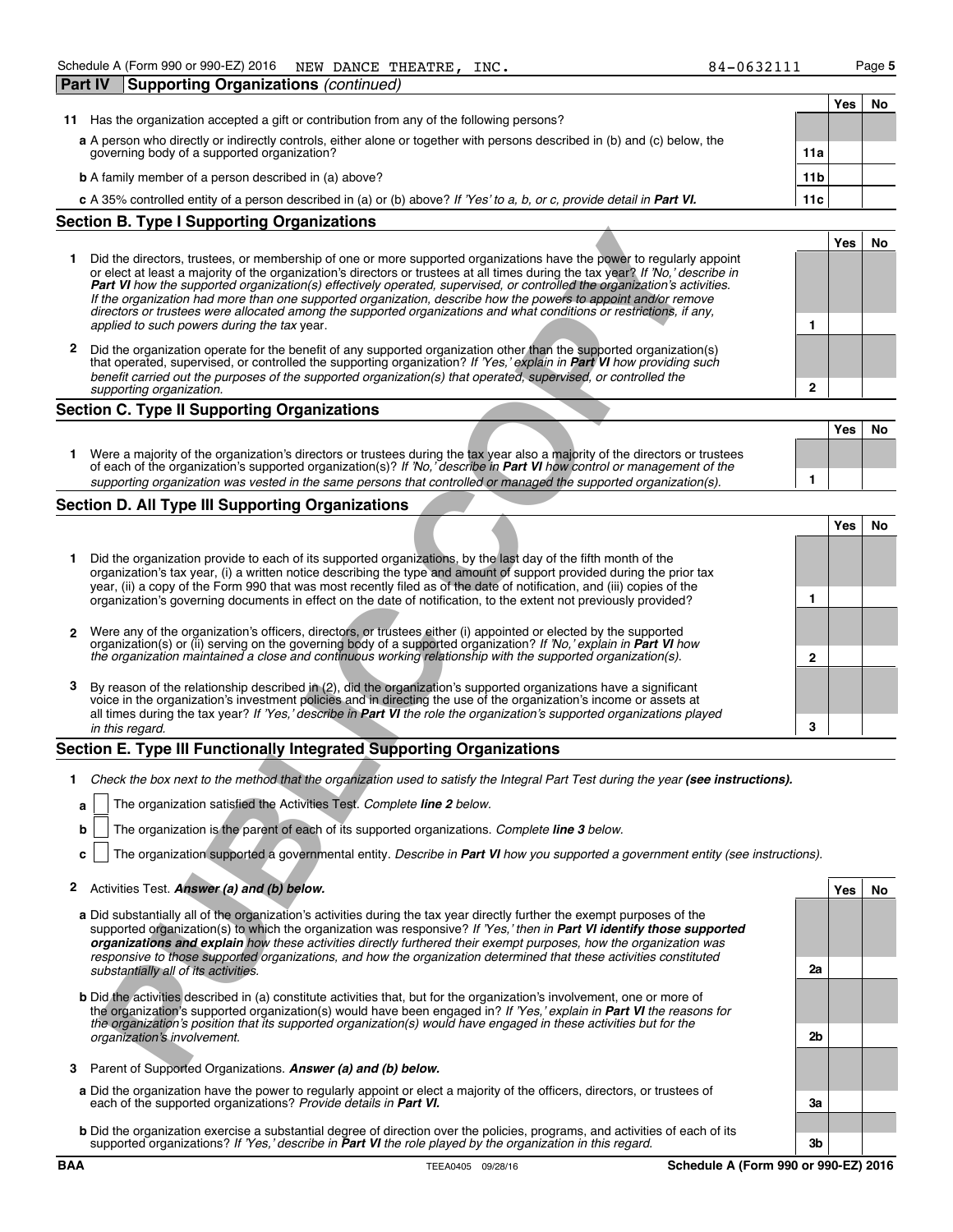Schedule A (Form 990 or 990-EZ) 2016 NEW DANCE THEATRE, INC. 84-0632111

## Part IV Supporting Organizations *(continued)*

| | | Yes | No |
|---|---|---|---|
| **11** Has the organization accepted a gift or contribution from any of the following persons? | | | |
| **a** A person who directly or indirectly controls, either alone or together with persons described in (b) and (c) below, the governing body of a supported organization? | 11a | | |
| **b** A family member of a person described in (a) above? | 11b | | |
| **c** A 35% controlled entity of a person described in (a) or (b) above? *If 'Yes' to a, b, or c, provide detail in* ***Part VI.*** | 11c | | |

### Section B. Type I Supporting Organizations

| | | Yes | No |
|---|---|---|---|
| **1** Did the directors, trustees, or membership of one or more supported organizations have the power to regularly appoint or elect at least a majority of the organization's directors or trustees at all times during the tax year? *If 'No,' describe in* ***Part VI*** *how the supported organization(s) effectively operated, supervised, or controlled the organization's activities. If the organization had more than one supported organization, describe how the powers to appoint and/or remove directors or trustees were allocated among the supported organizations and what conditions or restrictions, if any, applied to such powers during the tax* year. | 1 | | |
| **2** Did the organization operate for the benefit of any supported organization other than the supported organization(s) that operated, supervised, or controlled the supporting organization? *If 'Yes,' explain in* ***Part VI*** *how providing such benefit carried out the purposes of the supported organization(s) that operated, supervised, or controlled the supporting organization.* | 2 | | |

### Section C. Type II Supporting Organizations

| | | Yes | No |
|---|---|---|---|
| **1** Were a majority of the organization's directors or trustees during the tax year also a majority of the directors or trustees of each of the organization's supported organization(s)? *If 'No,' describe in* ***Part VI*** *how control or management of the supporting organization was vested in the same persons that controlled or managed the supported organization(s).* | 1 | | |

### Section D. All Type III Supporting Organizations

| | | Yes | No |
|---|---|---|---|
| **1** Did the organization provide to each of its supported organizations, by the last day of the fifth month of the organization's tax year, (i) a written notice describing the type and amount of support provided during the prior tax year, (ii) a copy of the Form 990 that was most recently filed as of the date of notification, and (iii) copies of the organization's governing documents in effect on the date of notification, to the extent not previously provided? | 1 | | |
| **2** Were any of the organization's officers, directors, or trustees either (i) appointed or elected by the supported organization(s) or (ii) serving on the governing body of a supported organization? *If 'No,' explain in* ***Part VI*** *how the organization maintained a close and continuous working relationship with the supported organization(s).* | 2 | | |
| **3** By reason of the relationship described in (2), did the organization's supported organizations have a significant voice in the organization's investment policies and in directing the use of the organization's income or assets at all times during the tax year? *If 'Yes,' describe in* ***Part VI*** *the role the organization's supported organizations played in this regard.* | 3 | | |

### Section E. Type III Functionally Integrated Supporting Organizations

**1** *Check the box next to the method that the organization used to satisfy the Integral Part Test during the year* ***(see instructions).***

- **a** ☐ The organization satisfied the Activities Test. *Complete* ***line 2*** *below.*
- **b** ☐ The organization is the parent of each of its supported organizations. *Complete* ***line 3*** *below.*
- **c** ☐ The organization supported a governmental entity. *Describe in* ***Part VI*** *how you supported a government entity (see instructions).*

| | | Yes | No |
|---|---|---|---|
| **2** Activities Test. ***Answer (a) and (b) below.*** | | | |
| **a** Did substantially all of the organization's activities during the tax year directly further the exempt purposes of the supported organization(s) to which the organization was responsive? *If 'Yes,' then in* ***Part VI identify those supported organizations and explain*** *how these activities directly furthered their exempt purposes, how the organization was responsive to those supported organizations, and how the organization determined that these activities constituted substantially all of its activities.* | 2a | | |
| **b** Did the activities described in (a) constitute activities that, but for the organization's involvement, one or more of the organization's supported organization(s) would have been engaged in? *If 'Yes,' explain in* ***Part VI*** *the reasons for the organization's position that its supported organization(s) would have engaged in these activities but for the organization's involvement.* | 2b | | |
| **3** Parent of Supported Organizations. ***Answer (a) and (b) below.*** | | | |
| **a** Did the organization have the power to regularly appoint or elect a majority of the officers, directors, or trustees of each of the supported organizations? *Provide details in* ***Part VI.*** | 3a | | |
| **b** Did the organization exercise a substantial degree of direction over the policies, programs, and activities of each of its supported organizations? *If 'Yes,' describe in* ***Part VI*** *the role played by the organization in this regard.* | 3b | | |

BAA TEEA0405 09/28/16 Schedule A (Form 990 or 990-EZ) 2016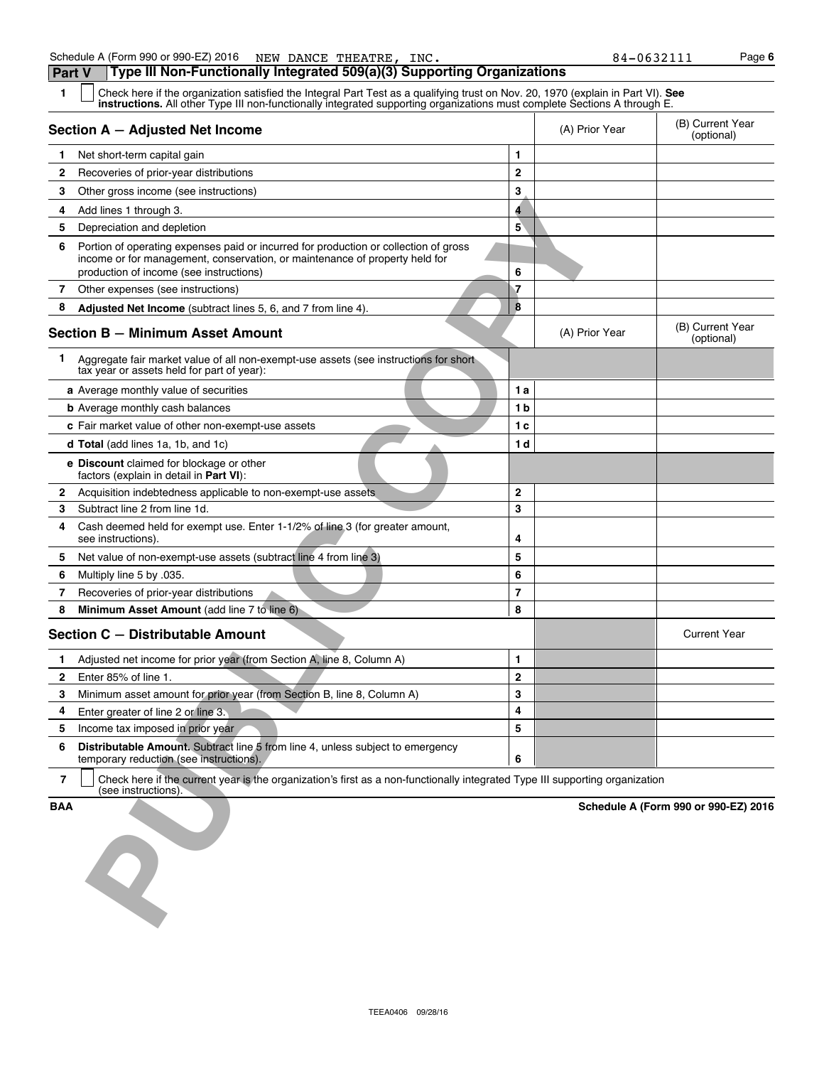Schedule A (Form 990 or 990-EZ) 2016 NEW DANCE THEATRE, INC. 84-0632111

## Part V Type III Non-Functionally Integrated 509(a)(3) Supporting Organizations

**1** ☐ Check here if the organization satisfied the Integral Part Test as a qualifying trust on Nov. 20, 1970 (explain in Part VI). **See instructions.** All other Type III non-functionally integrated supporting organizations must complete Sections A through E.

| Section A — Adjusted Net Income | | (A) Prior Year | (B) Current Year (optional) |
|---|---|---|---|
| **1** Net short-term capital gain | 1 | | |
| **2** Recoveries of prior-year distributions | 2 | | |
| **3** Other gross income (see instructions) | 3 | | |
| **4** Add lines 1 through 3. | 4 | | |
| **5** Depreciation and depletion | 5 | | |
| **6** Portion of operating expenses paid or incurred for production or collection of gross income or for management, conservation, or maintenance of property held for production of income (see instructions) | 6 | | |
| **7** Other expenses (see instructions) | 7 | | |
| **8** **Adjusted Net Income** (subtract lines 5, 6, and 7 from line 4). | 8 | | |

| Section B — Minimum Asset Amount | | (A) Prior Year | (B) Current Year (optional) |
|---|---|---|---|
| **1** Aggregate fair market value of all non-exempt-use assets (see instructions for short tax year or assets held for part of year): | | | |
| **a** Average monthly value of securities | 1 a | | |
| **b** Average monthly cash balances | 1 b | | |
| **c** Fair market value of other non-exempt-use assets | 1 c | | |
| **d** **Total** (add lines 1a, 1b, and 1c) | 1 d | | |
| **e** **Discount** claimed for blockage or other factors (explain in detail in **Part VI**): | | | |
| **2** Acquisition indebtedness applicable to non-exempt-use assets | 2 | | |
| **3** Subtract line 2 from line 1d. | 3 | | |
| **4** Cash deemed held for exempt use. Enter 1-1/2% of line 3 (for greater amount, see instructions). | 4 | | |
| **5** Net value of non-exempt-use assets (subtract line 4 from line 3) | 5 | | |
| **6** Multiply line 5 by .035. | 6 | | |
| **7** Recoveries of prior-year distributions | 7 | | |
| **8** **Minimum Asset Amount** (add line 7 to line 6) | 8 | | |

| Section C — Distributable Amount | | | Current Year |
|---|---|---|---|
| **1** Adjusted net income for prior year (from Section A, line 8, Column A) | 1 | | |
| **2** Enter 85% of line 1. | 2 | | |
| **3** Minimum asset amount for prior year (from Section B, line 8, Column A) | 3 | | |
| **4** Enter greater of line 2 or line 3. | 4 | | |
| **5** Income tax imposed in prior year | 5 | | |
| **6** **Distributable Amount.** Subtract line 5 from line 4, unless subject to emergency temporary reduction (see instructions). | 6 | | |

**7** ☐ Check here if the current year is the organization's first as a non-functionally integrated Type III supporting organization (see instructions).

**BAA** **Schedule A (Form 990 or 990-EZ) 2016**

PUBLIC COPY

TEEA0406 09/28/16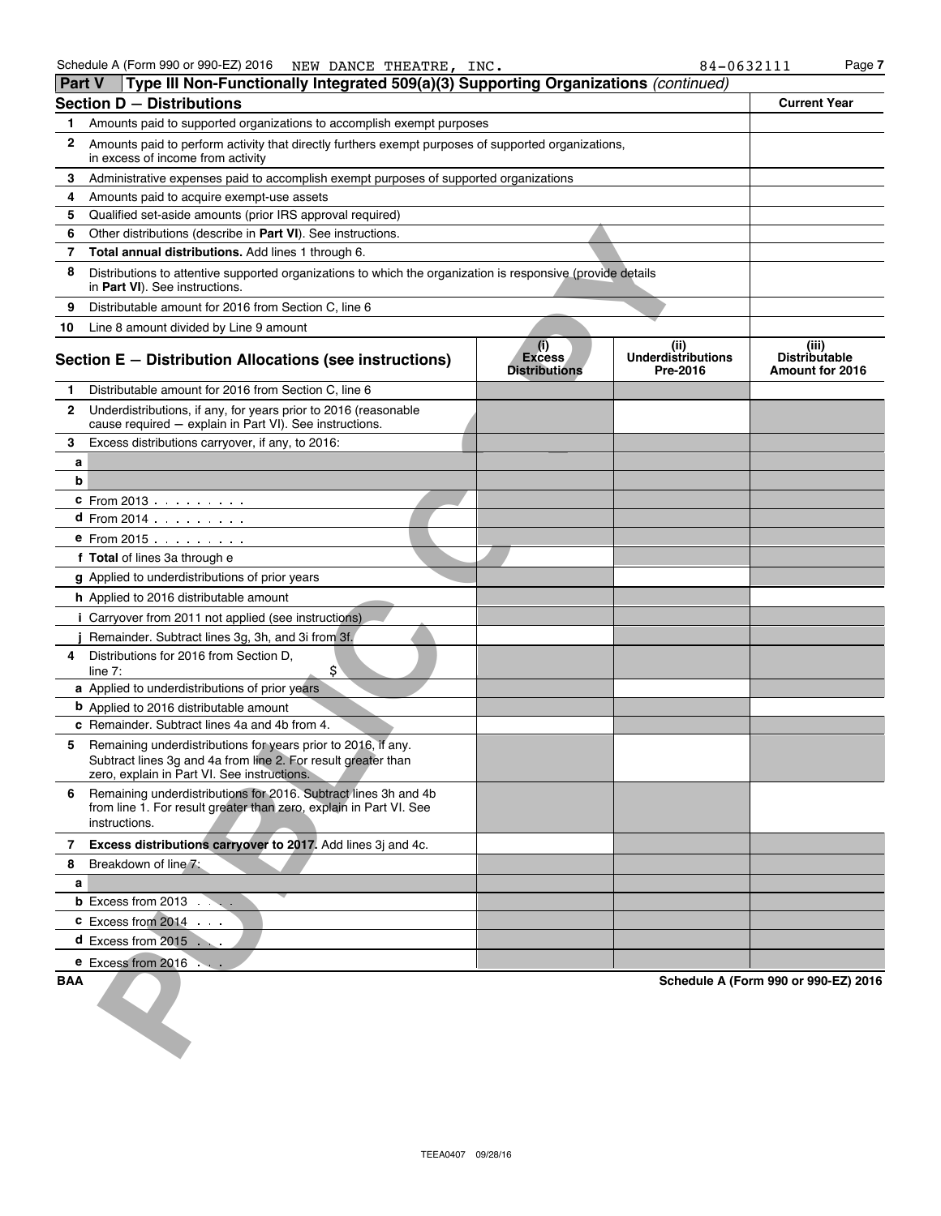Schedule A (Form 990 or 990-EZ) 2016 NEW DANCE THEATRE, INC. 84-0632111

## Part V Type III Non-Functionally Integrated 509(a)(3) Supporting Organizations *(continued)*

| Section D — Distributions | | Current Year |
|---|---|---|
| 1 | Amounts paid to supported organizations to accomplish exempt purposes | |
| 2 | Amounts paid to perform activity that directly furthers exempt purposes of supported organizations, in excess of income from activity | |
| 3 | Administrative expenses paid to accomplish exempt purposes of supported organizations | |
| 4 | Amounts paid to acquire exempt-use assets | |
| 5 | Qualified set-aside amounts (prior IRS approval required) | |
| 6 | Other distributions (describe in **Part VI**). See instructions. | |
| 7 | **Total annual distributions.** Add lines 1 through 6. | |
| 8 | Distributions to attentive supported organizations to which the organization is responsive (provide details in **Part VI**). See instructions. | |
| 9 | Distributable amount for 2016 from Section C, line 6 | |
| 10 | Line 8 amount divided by Line 9 amount | |

| Section E — Distribution Allocations (see instructions) | | (i) Excess Distributions | (ii) Underdistributions Pre-2016 | (iii) Distributable Amount for 2016 |
|---|---|---|---|---|
| 1 | Distributable amount for 2016 from Section C, line 6 | | | |
| 2 | Underdistributions, if any, for years prior to 2016 (reasonable cause required — explain in Part VI). See instructions. | | | |
| 3 | Excess distributions carryover, if any, to 2016: | | | |
| a | | | | |
| b | | | | |
| c | From 2013 | | | |
| d | From 2014 | | | |
| e | From 2015 | | | |
| f | **Total** of lines 3a through e | | | |
| g | Applied to underdistributions of prior years | | | |
| h | Applied to 2016 distributable amount | | | |
| i | Carryover from 2011 not applied (see instructions) | | | |
| j | Remainder. Subtract lines 3g, 3h, and 3i from 3f. | | | |
| 4 | Distributions for 2016 from Section D, line 7: $ | | | |
| a | Applied to underdistributions of prior years | | | |
| b | Applied to 2016 distributable amount | | | |
| c | Remainder. Subtract lines 4a and 4b from 4. | | | |
| 5 | Remaining underdistributions for years prior to 2016, if any. Subtract lines 3g and 4a from line 2. For result greater than zero, explain in Part VI. See instructions. | | | |
| 6 | Remaining underdistributions for 2016. Subtract lines 3h and 4b from line 1. For result greater than zero, explain in Part VI. See instructions. | | | |
| 7 | **Excess distributions carryover to 2017.** Add lines 3j and 4c. | | | |
| 8 | Breakdown of line 7: | | | |
| a | | | | |
| b | Excess from 2013 | | | |
| c | Excess from 2014 | | | |
| d | Excess from 2015 | | | |
| e | Excess from 2016 | | | |

BAA Schedule A (Form 990 or 990-EZ) 2016

TEEA0407 09/28/16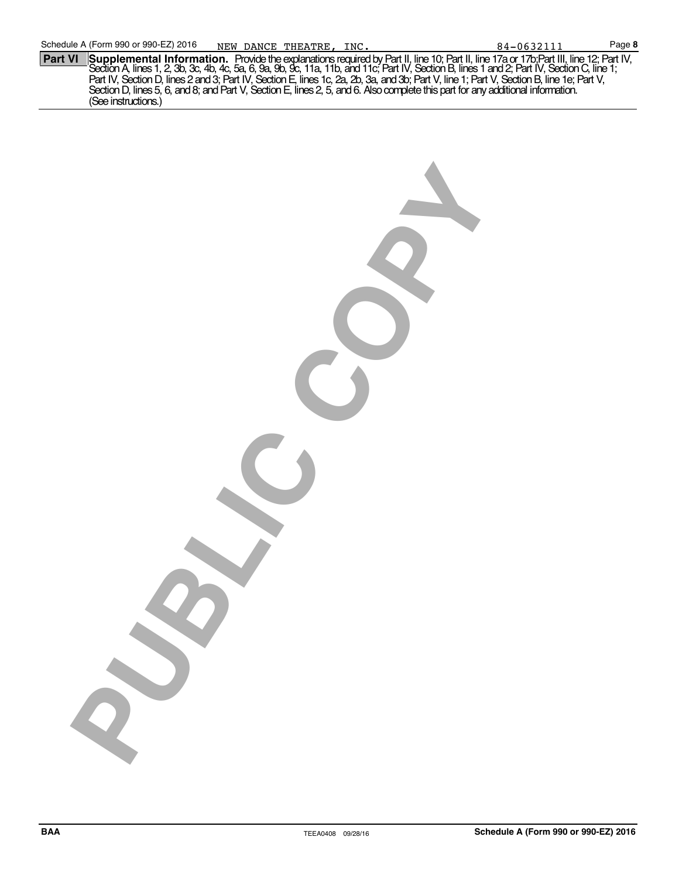Schedule A (Form 990 or 990-EZ) 2016 NEW DANCE THEATRE, INC. 84-0632111 Page **8**

**Part VI** **Supplemental Information.** Provide the explanations required by Part II, line 10; Part II, line 17a or 17b;Part III, line 12; Part IV, Section A, lines 1, 2, 3b, 3c, 4b, 4c, 5a, 6, 9a, 9b, 9c, 11a, 11b, and 11c; Part IV, Section B, lines 1 and 2; Part IV, Section C, line 1; Part IV, Section D, lines 2 and 3; Part IV, Section E, lines 1c, 2a, 2b, 3a, and 3b; Part V, line 1; Part V, Section B, line 1e; Part V, Section D, lines 5, 6, and 8; and Part V, Section E, lines 2, 5, and 6. Also complete this part for any additional information. (See instructions.)

PUBLIC COPY

BAA TEEA0408 09/28/16 **Schedule A (Form 990 or 990-EZ) 2016**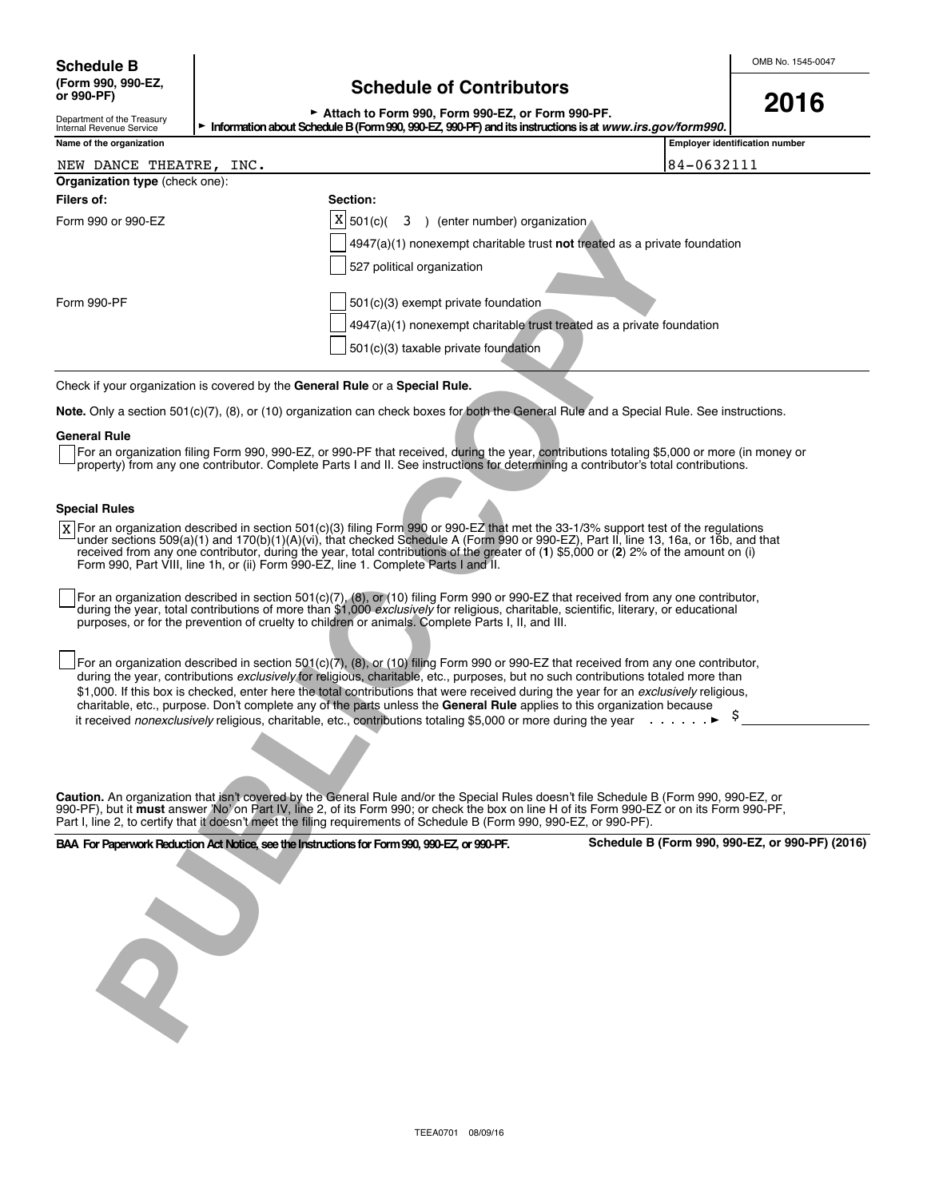**Schedule B**
**(Form 990, 990-EZ, or 990-PF)**

Department of the Treasury
Internal Revenue Service

# Schedule of Contributors

► Attach to Form 990, Form 990-EZ, or Form 990-PF.
► Information about Schedule B (Form 990, 990-EZ, 990-PF) and its instructions is at *www.irs.gov/form990*.

OMB No. 1545-0047

**2016**

| Name of the organization | Employer identification number |
|---|---|
| NEW DANCE THEATRE, INC. | 84-0632111 |

**Organization type** (check one):

| **Filers of:** | **Section:** |
|---|---|
| Form 990 or 990-EZ | [X] 501(c)( 3 ) (enter number) organization |
| | [ ] 4947(a)(1) nonexempt charitable trust **not** treated as a private foundation |
| | [ ] 527 political organization |
| Form 990-PF | [ ] 501(c)(3) exempt private foundation |
| | [ ] 4947(a)(1) nonexempt charitable trust treated as a private foundation |
| | [ ] 501(c)(3) taxable private foundation |

Check if your organization is covered by the **General Rule** or a **Special Rule.**

**Note.** Only a section 501(c)(7), (8), or (10) organization can check boxes for both the General Rule and a Special Rule. See instructions.

**General Rule**

[ ] For an organization filing Form 990, 990-EZ, or 990-PF that received, during the year, contributions totaling $5,000 or more (in money or property) from any one contributor. Complete Parts I and II. See instructions for determining a contributor's total contributions.

**Special Rules**

[X] For an organization described in section 501(c)(3) filing Form 990 or 990-EZ that met the 33-1/3% support test of the regulations under sections 509(a)(1) and 170(b)(1)(A)(vi), that checked Schedule A (Form 990 or 990-EZ), Part II, line 13, 16a, or 16b, and that received from any one contributor, during the year, total contributions of the greater of (**1**) $5,000 or (**2**) 2% of the amount on (i) Form 990, Part VIII, line 1h, or (ii) Form 990-EZ, line 1. Complete Parts I and II.

[ ] For an organization described in section 501(c)(7), (8), or (10) filing Form 990 or 990-EZ that received from any one contributor, during the year, total contributions of more than $1,000 *exclusively* for religious, charitable, scientific, literary, or educational purposes, or for the prevention of cruelty to children or animals. Complete Parts I, II, and III.

[ ] For an organization described in section 501(c)(7), (8), or (10) filing Form 990 or 990-EZ that received from any one contributor, during the year, contributions *exclusively* for religious, charitable, etc., purposes, but no such contributions totaled more than $1,000. If this box is checked, enter here the total contributions that were received during the year for an *exclusively* religious, charitable, etc., purpose. Don't complete any of the parts unless the **General Rule** applies to this organization because it received *nonexclusively* religious, charitable, etc., contributions totaling $5,000 or more during the year . . . . . . ► $ ____________

**Caution.** An organization that isn't covered by the General Rule and/or the Special Rules doesn't file Schedule B (Form 990, 990-EZ, or 990-PF), but it **must** answer 'No' on Part IV, line 2, of its Form 990; or check the box on line H of its Form 990-EZ or on its Form 990-PF, Part I, line 2, to certify that it doesn't meet the filing requirements of Schedule B (Form 990, 990-EZ, or 990-PF).

**BAA For Paperwork Reduction Act Notice, see the Instructions for Form 990, 990-EZ, or 990-PF.** **Schedule B (Form 990, 990-EZ, or 990-PF) (2016)**

TEEA0701 08/09/16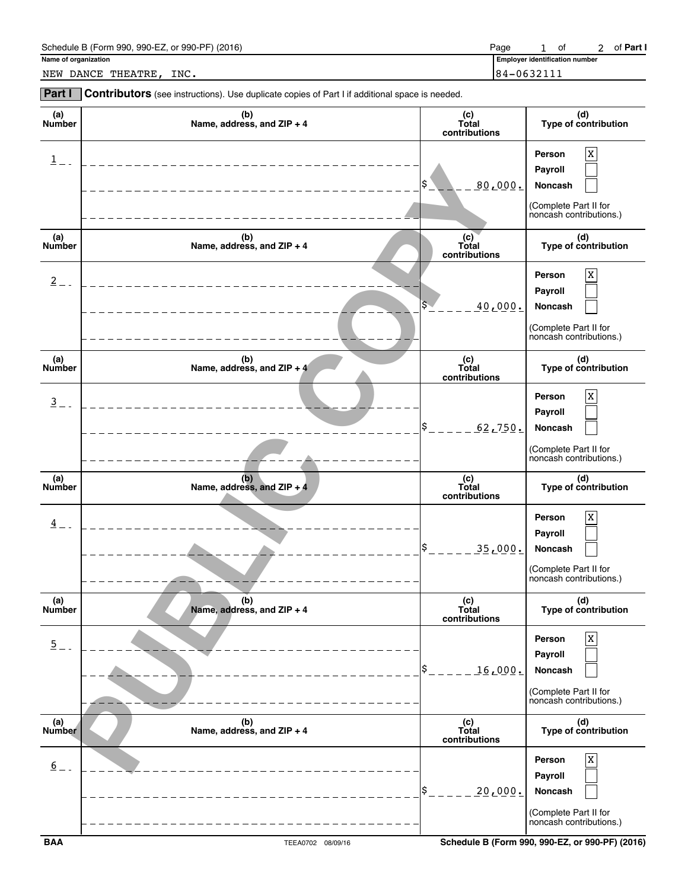Schedule B (Form 990, 990-EZ, or 990-PF) (2016) Page 1 of 2 of Part I

**Name of organization**
NEW DANCE THEATRE, INC.

**Employer identification number**
84-0632111

**Part I** **Contributors** (see instructions). Use duplicate copies of Part I if additional space is needed.

| (a) Number | (b) Name, address, and ZIP + 4 | (c) Total contributions | (d) Type of contribution |
|---|---|---|---|
| 1 | | $ 80,000. | Person [X] Payroll [ ] Noncash [ ] (Complete Part II for noncash contributions.) |
| 2 | | $ 40,000. | Person [X] Payroll [ ] Noncash [ ] (Complete Part II for noncash contributions.) |
| 3 | | $ 62,750. | Person [X] Payroll [ ] Noncash [ ] (Complete Part II for noncash contributions.) |
| 4 | | $ 35,000. | Person [X] Payroll [ ] Noncash [ ] (Complete Part II for noncash contributions.) |
| 5 | | $ 16,000. | Person [X] Payroll [ ] Noncash [ ] (Complete Part II for noncash contributions.) |
| 6 | | $ 20,000. | Person [X] Payroll [ ] Noncash [ ] (Complete Part II for noncash contributions.) |

PUBLIC COPY

BAA TEEA0702 08/09/16 Schedule B (Form 990, 990-EZ, or 990-PF) (2016)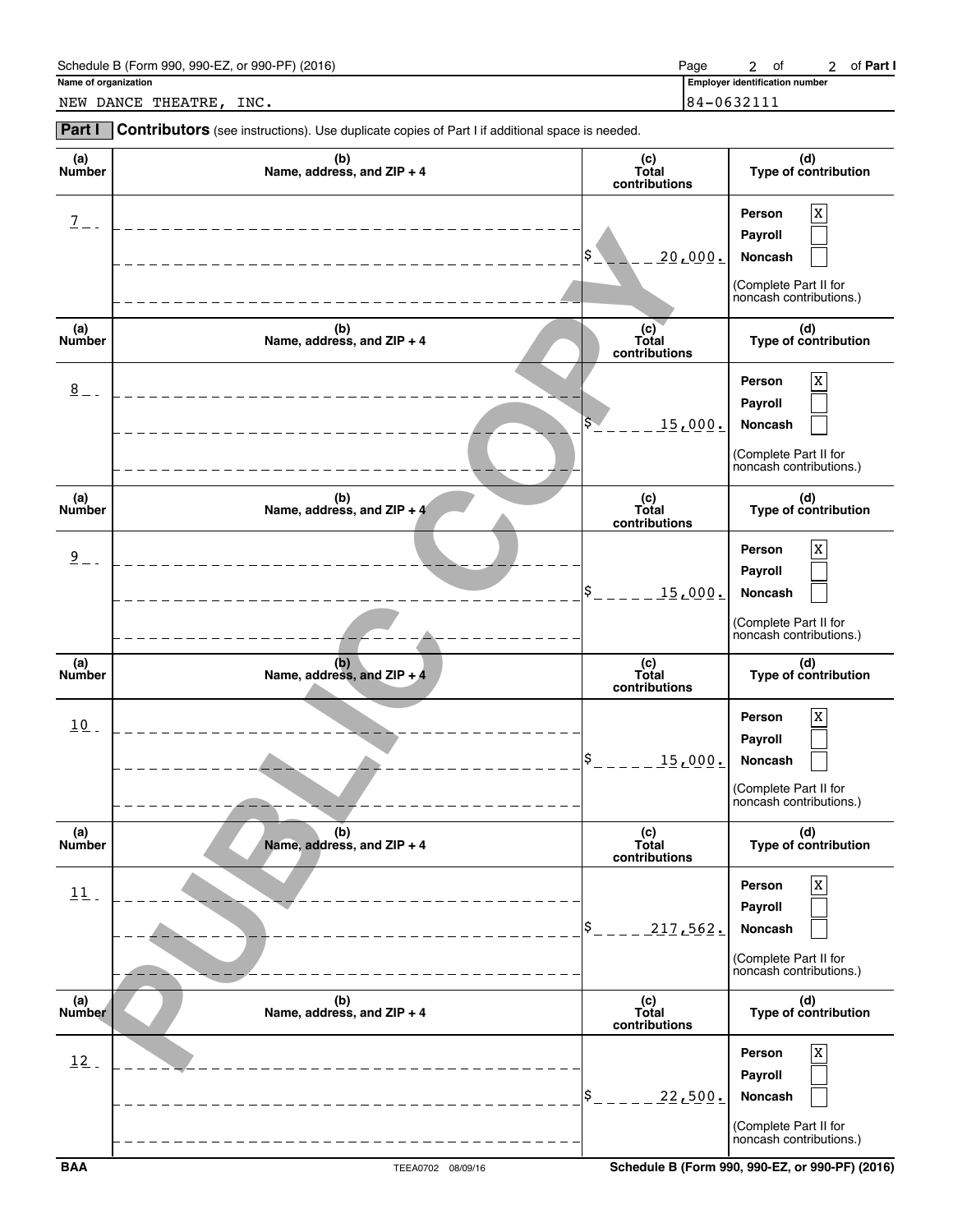Schedule B (Form 990, 990-EZ, or 990-PF) (2016) Page 2 of 2 of **Part I**

**Name of organization**

NEW DANCE THEATRE, INC.

**Employer identification number**

84-0632111

**Part I** **Contributors** (see instructions). Use duplicate copies of Part I if additional space is needed.

| (a) Number | (b) Name, address, and ZIP + 4 | (c) Total contributions | (d) Type of contribution |
|---|---|---|---|
| 7 | | $ 20,000. | Person [X] Payroll [ ] Noncash [ ] (Complete Part II for noncash contributions.) |
| 8 | | $ 15,000. | Person [X] Payroll [ ] Noncash [ ] (Complete Part II for noncash contributions.) |
| 9 | | $ 15,000. | Person [X] Payroll [ ] Noncash [ ] (Complete Part II for noncash contributions.) |
| 10 | | $ 15,000. | Person [X] Payroll [ ] Noncash [ ] (Complete Part II for noncash contributions.) |
| 11 | | $ 217,562. | Person [X] Payroll [ ] Noncash [ ] (Complete Part II for noncash contributions.) |
| 12 | | $ 22,500. | Person [X] Payroll [ ] Noncash [ ] (Complete Part II for noncash contributions.) |

PUBLIC COPY

BAA TEEA0702 08/09/16 Schedule B (Form 990, 990-EZ, or 990-PF) (2016)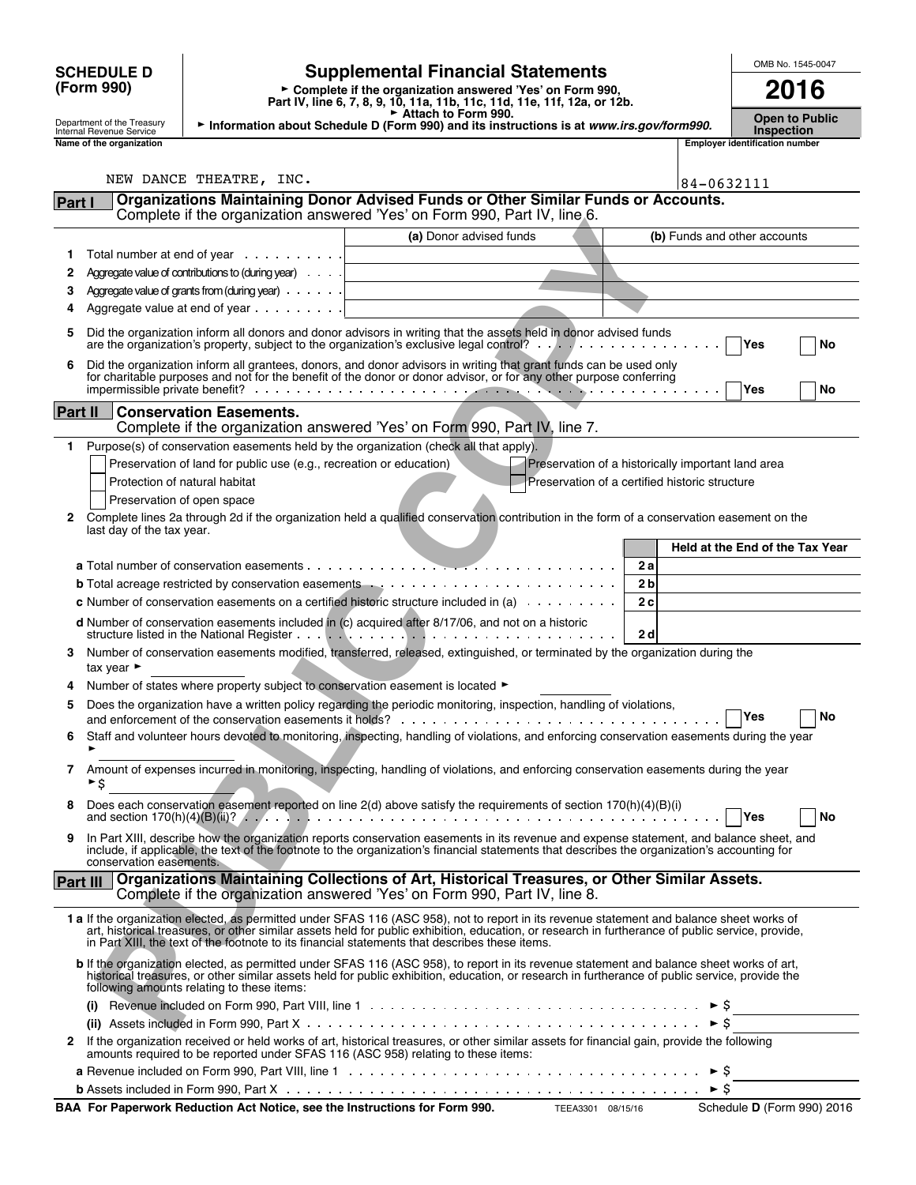**SCHEDULE D (Form 990)**

Department of the Treasury
Internal Revenue Service

# Supplemental Financial Statements

► Complete if the organization answered 'Yes' on Form 990, Part IV, line 6, 7, 8, 9, 10, 11a, 11b, 11c, 11d, 11e, 11f, 12a, or 12b.
► Attach to Form 990.
► Information about Schedule D (Form 990) and its instructions is at *www.irs.gov/form990.*

OMB No. 1545-0047

**2016**

**Open to Public Inspection**

Name of the organization: NEW DANCE THEATRE, INC.

Employer identification number: 84-0632111

## Part I Organizations Maintaining Donor Advised Funds or Other Similar Funds or Accounts.
Complete if the organization answered 'Yes' on Form 990, Part IV, line 6.

| | | (a) Donor advised funds | (b) Funds and other accounts |
|---|---|---|---|
| 1 | Total number at end of year | | |
| 2 | Aggregate value of contributions to (during year) | | |
| 3 | Aggregate value of grants from (during year) | | |
| 4 | Aggregate value at end of year | | |

5 Did the organization inform all donors and donor advisors in writing that the assets held in donor advised funds are the organization's property, subject to the organization's exclusive legal control? ☐ Yes ☐ No

6 Did the organization inform all grantees, donors, and donor advisors in writing that grant funds can be used only for charitable purposes and not for the benefit of the donor or donor advisor, or for any other purpose conferring impermissible private benefit? ☐ Yes ☐ No

## Part II Conservation Easements.
Complete if the organization answered 'Yes' on Form 990, Part IV, line 7.

1 Purpose(s) of conservation easements held by the organization (check all that apply).

- ☐ Preservation of land for public use (e.g., recreation or education)
- ☐ Preservation of a historically important land area
- ☐ Protection of natural habitat
- ☐ Preservation of a certified historic structure
- ☐ Preservation of open space

2 Complete lines 2a through 2d if the organization held a qualified conservation contribution in the form of a conservation easement on the last day of the tax year.

| | | Held at the End of the Tax Year |
|---|---|---|
| a Total number of conservation easements | 2a | |
| b Total acreage restricted by conservation easements | 2b | |
| c Number of conservation easements on a certified historic structure included in (a) | 2c | |
| d Number of conservation easements included in (c) acquired after 8/17/06, and not on a historic structure listed in the National Register | 2d | |

3 Number of conservation easements modified, transferred, released, extinguished, or terminated by the organization during the tax year ►

4 Number of states where property subject to conservation easement is located ►

5 Does the organization have a written policy regarding the periodic monitoring, inspection, handling of violations, and enforcement of the conservation easements it holds? ☐ Yes ☐ No

6 Staff and volunteer hours devoted to monitoring, inspecting, handling of violations, and enforcing conservation easements during the year ►

7 Amount of expenses incurred in monitoring, inspecting, handling of violations, and enforcing conservation easements during the year ►$

8 Does each conservation easement reported on line 2(d) above satisfy the requirements of section 170(h)(4)(B)(i) and section 170(h)(4)(B)(ii)? ☐ Yes ☐ No

9 In Part XIII, describe how the organization reports conservation easements in its revenue and expense statement, and balance sheet, and include, if applicable, the text of the footnote to the organization's financial statements that describes the organization's accounting for conservation easements.

## Part III Organizations Maintaining Collections of Art, Historical Treasures, or Other Similar Assets.
Complete if the organization answered 'Yes' on Form 990, Part IV, line 8.

1 a If the organization elected, as permitted under SFAS 116 (ASC 958), not to report in its revenue statement and balance sheet works of art, historical treasures, or other similar assets held for public exhibition, education, or research in furtherance of public service, provide, in Part XIII, the text of the footnote to its financial statements that describes these items.

b If the organization elected, as permitted under SFAS 116 (ASC 958), to report in its revenue statement and balance sheet works of art, historical treasures, or other similar assets held for public exhibition, education, or research in furtherance of public service, provide the following amounts relating to these items:

(i) Revenue included on Form 990, Part VIII, line 1 ► $

(ii) Assets included in Form 990, Part X ► $

2 If the organization received or held works of art, historical treasures, or other similar assets for financial gain, provide the following amounts required to be reported under SFAS 116 (ASC 958) relating to these items:

a Revenue included on Form 990, Part VIII, line 1 ► $

b Assets included in Form 990, Part X ► $

BAA For Paperwork Reduction Act Notice, see the Instructions for Form 990. TEEA3301 08/15/16 Schedule D (Form 990) 2016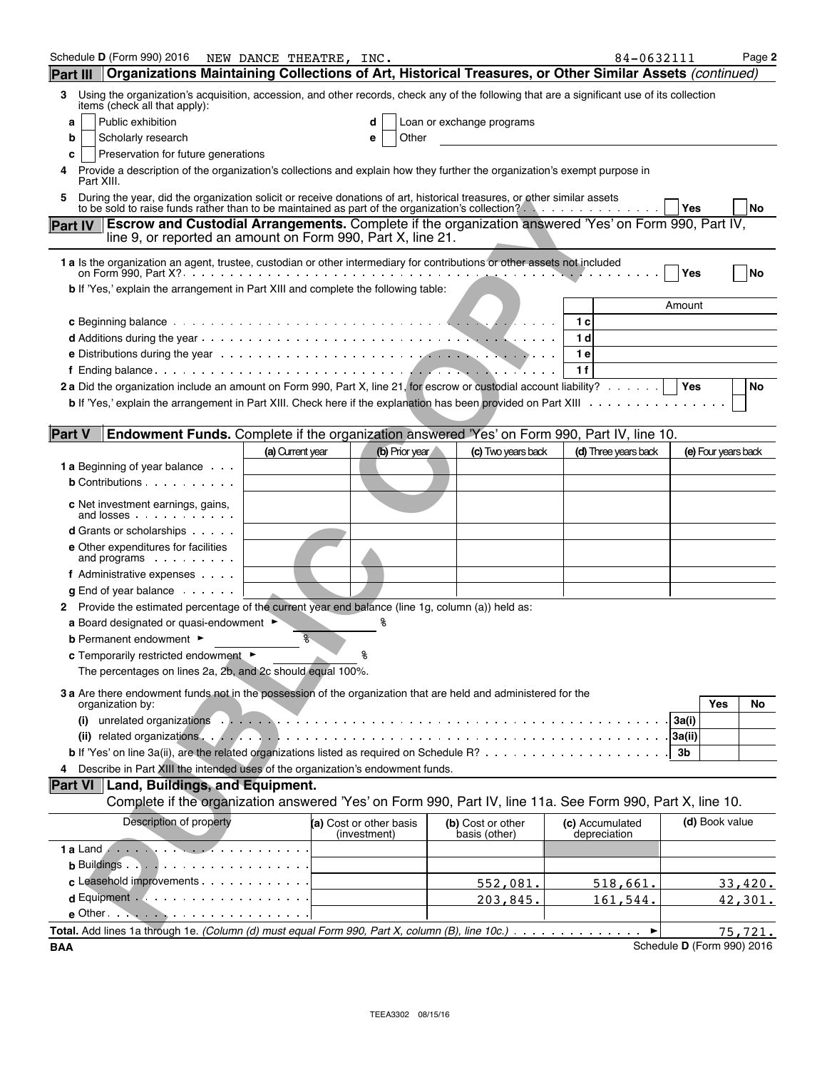Schedule D (Form 990) 2016 NEW DANCE THEATRE, INC. 84-0632111 Page 2

## Part III Organizations Maintaining Collections of Art, Historical Treasures, or Other Similar Assets *(continued)*

3 Using the organization's acquisition, accession, and other records, check any of the following that are a significant use of its collection items (check all that apply):

a [ ] Public exhibition
b [ ] Scholarly research
c [ ] Preservation for future generations
d [ ] Loan or exchange programs
e [ ] Other

4 Provide a description of the organization's collections and explain how they further the organization's exempt purpose in Part XIII.

5 During the year, did the organization solicit or receive donations of art, historical treasures, or other similar assets to be sold to raise funds rather than to be maintained as part of the organization's collection? [ ] Yes [ ] No

## Part IV Escrow and Custodial Arrangements. 
Complete if the organization answered 'Yes' on Form 990, Part IV, line 9, or reported an amount on Form 990, Part X, line 21.

1a Is the organization an agent, trustee, custodian or other intermediary for contributions or other assets not included on Form 990, Part X? [ ] Yes [ ] No

b If 'Yes,' explain the arrangement in Part XIII and complete the following table:

| | | Amount |
|---|---|---|
| c Beginning balance | 1c | |
| d Additions during the year | 1d | |
| e Distributions during the year | 1e | |
| f Ending balance | 1f | |

2a Did the organization include an amount on Form 990, Part X, line 21, for escrow or custodial account liability? [ ] Yes [ ] No

b If 'Yes,' explain the arrangement in Part XIII. Check here if the explanation has been provided on Part XIII [ ]

## Part V Endowment Funds. 
Complete if the organization answered 'Yes' on Form 990, Part IV, line 10.

| | (a) Current year | (b) Prior year | (c) Two years back | (d) Three years back | (e) Four years back |
|---|---|---|---|---|---|
| 1a Beginning of year balance | | | | | |
| b Contributions | | | | | |
| c Net investment earnings, gains, and losses | | | | | |
| d Grants or scholarships | | | | | |
| e Other expenditures for facilities and programs | | | | | |
| f Administrative expenses | | | | | |
| g End of year balance | | | | | |

2 Provide the estimated percentage of the current year end balance (line 1g, column (a)) held as:

a Board designated or quasi-endowment ► %
b Permanent endowment ► %
c Temporarily restricted endowment ► %
The percentages on lines 2a, 2b, and 2c should equal 100%.

3a Are there endowment funds not in the possession of the organization that are held and administered for the organization by:

| | | Yes | No |
|---|---|---|---|
| (i) unrelated organizations | 3a(i) | | |
| (ii) related organizations | 3a(ii) | | |
| b If 'Yes' on line 3a(ii), are the related organizations listed as required on Schedule R? | 3b | | |

4 Describe in Part XIII the intended uses of the organization's endowment funds.

## Part VI Land, Buildings, and Equipment.
Complete if the organization answered 'Yes' on Form 990, Part IV, line 11a. See Form 990, Part X, line 10.

| Description of property | (a) Cost or other basis (investment) | (b) Cost or other basis (other) | (c) Accumulated depreciation | (d) Book value |
|---|---|---|---|---|
| 1a Land | | | | |
| b Buildings | | | | |
| c Leasehold improvements | | 552,081. | 518,661. | 33,420. |
| d Equipment | | 203,845. | 161,544. | 42,301. |
| e Other | | | | |

**Total.** Add lines 1a through 1e. *(Column (d) must equal Form 990, Part X, column (B), line 10c.)* ► 75,721.

BAA Schedule D (Form 990) 2016

TEEA3302 08/15/16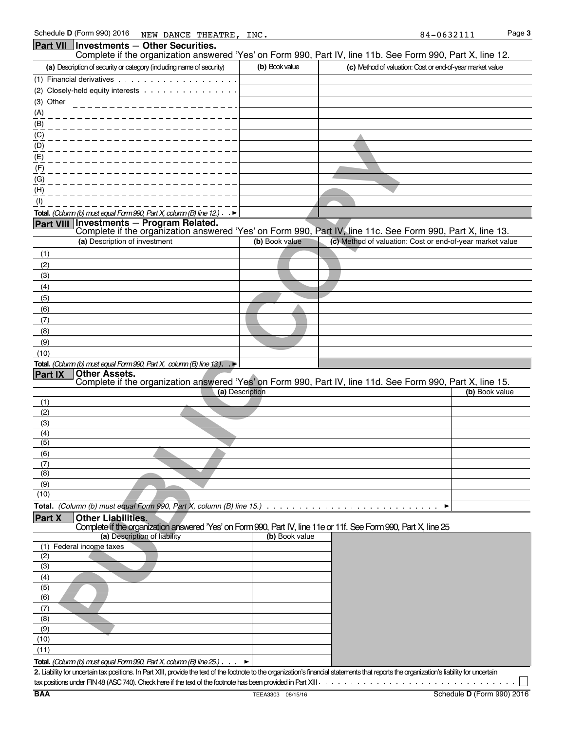Schedule D (Form 990) 2016 NEW DANCE THEATRE, INC. 84-0632111

## Part VII Investments — Other Securities.

Complete if the organization answered 'Yes' on Form 990, Part IV, line 11b. See Form 990, Part X, line 12.

| (a) Description of security or category (including name of security) | (b) Book value | (c) Method of valuation: Cost or end-of-year market value |
|---|---|---|
| (1) Financial derivatives | | |
| (2) Closely-held equity interests | | |
| (3) Other | | |
| (A) | | |
| (B) | | |
| (C) | | |
| (D) | | |
| (E) | | |
| (F) | | |
| (G) | | |
| (H) | | |
| (I) | | |
| **Total.** *(Column (b) must equal Form 990, Part X, column (B) line 12.)* ► | | |

## Part VIII Investments — Program Related.

Complete if the organization answered 'Yes' on Form 990, Part IV, line 11c. See Form 990, Part X, line 13.

| (a) Description of investment | (b) Book value | (c) Method of valuation: Cost or end-of-year market value |
|---|---|---|
| (1) | | |
| (2) | | |
| (3) | | |
| (4) | | |
| (5) | | |
| (6) | | |
| (7) | | |
| (8) | | |
| (9) | | |
| (10) | | |
| **Total.** *(Column (b) must equal Form 990, Part X, column (B) line 13.)* ► | | |

## Part IX Other Assets.

Complete if the organization answered 'Yes' on Form 990, Part IV, line 11d. See Form 990, Part X, line 15.

| (a) Description | (b) Book value |
|---|---|
| (1) | |
| (2) | |
| (3) | |
| (4) | |
| (5) | |
| (6) | |
| (7) | |
| (8) | |
| (9) | |
| (10) | |
| **Total.** *(Column (b) must equal Form 990, Part X, column (B) line 15.)* ► | |

## Part X Other Liabilities.

Complete if the organization answered 'Yes' on Form 990, Part IV, line 11e or 11f. See Form 990, Part X, line 25

| (a) Description of liability | (b) Book value |
|---|---|
| (1) Federal income taxes | |
| (2) | |
| (3) | |
| (4) | |
| (5) | |
| (6) | |
| (7) | |
| (8) | |
| (9) | |
| (10) | |
| (11) | |
| **Total.** *(Column (b) must equal Form 990, Part X, column (B) line 25.)* ► | |

**2.** Liability for uncertain tax positions. In Part XIII, provide the text of the footnote to the organization's financial statements that reports the organization's liability for uncertain tax positions under FIN 48 (ASC 740). Check here if the text of the footnote has been provided in Part XIII ☐

BAA TEEA3303 08/15/16 Schedule D (Form 990) 2016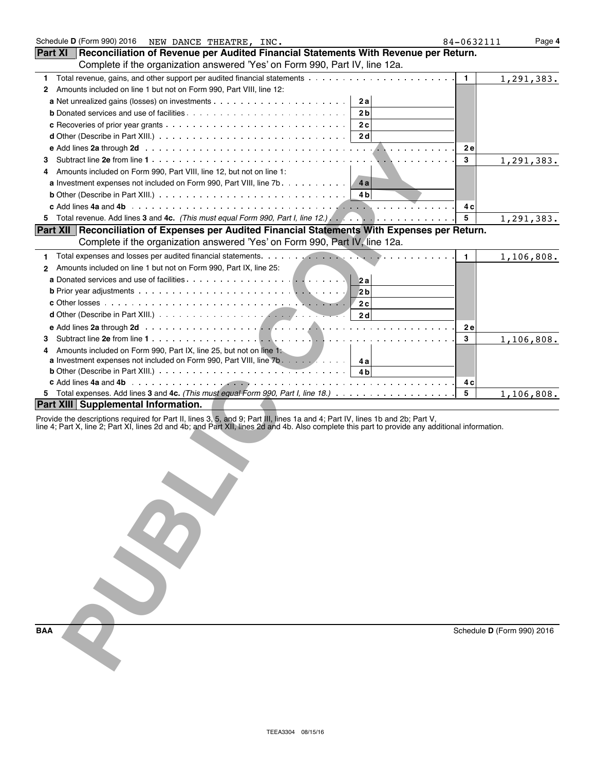Schedule D (Form 990) 2016 NEW DANCE THEATRE, INC. 84-0632111 Page 4

## Part XI Reconciliation of Revenue per Audited Financial Statements With Revenue per Return.

Complete if the organization answered 'Yes' on Form 990, Part IV, line 12a.

| | | | | |
|---|---|---|---|---|
| 1 | Total revenue, gains, and other support per audited financial statements | | 1 | 1,291,383. |
| 2 | Amounts included on line 1 but not on Form 990, Part VIII, line 12: | | | |
| | a Net unrealized gains (losses) on investments | 2a | | |
| | b Donated services and use of facilities | 2b | | |
| | c Recoveries of prior year grants | 2c | | |
| | d Other (Describe in Part XIII.) | 2d | | |
| | e Add lines 2a through 2d | | 2e | |
| 3 | Subtract line 2e from line 1 | | 3 | 1,291,383. |
| 4 | Amounts included on Form 990, Part VIII, line 12, but not on line 1: | | | |
| | a Investment expenses not included on Form 990, Part VIII, line 7b | 4a | | |
| | b Other (Describe in Part XIII.) | 4b | | |
| | c Add lines 4a and 4b | | 4c | |
| 5 | Total revenue. Add lines 3 and 4c. *(This must equal Form 990, Part I, line 12.)* | | 5 | 1,291,383. |

## Part XII Reconciliation of Expenses per Audited Financial Statements With Expenses per Return.

Complete if the organization answered 'Yes' on Form 990, Part IV, line 12a.

| | | | | |
|---|---|---|---|---|
| 1 | Total expenses and losses per audited financial statements. | | 1 | 1,106,808. |
| 2 | Amounts included on line 1 but not on Form 990, Part IX, line 25: | | | |
| | a Donated services and use of facilities | 2a | | |
| | b Prior year adjustments | 2b | | |
| | c Other losses | 2c | | |
| | d Other (Describe in Part XIII.) | 2d | | |
| | e Add lines 2a through 2d | | 2e | |
| 3 | Subtract line 2e from line 1 | | 3 | 1,106,808. |
| 4 | Amounts included on Form 990, Part IX, line 25, but not on line 1: | | | |
| | a Investment expenses not included on Form 990, Part VIII, line 7b | 4a | | |
| | b Other (Describe in Part XIII.) | 4b | | |
| | c Add lines 4a and 4b | | 4c | |
| 5 | Total expenses. Add lines 3 and 4c. *(This must equal Form 990, Part I, line 18.)* | | 5 | 1,106,808. |

## Part XIII Supplemental Information.

Provide the descriptions required for Part II, lines 3, 5, and 9; Part III, lines 1a and 4; Part IV, lines 1b and 2b; Part V, line 4; Part X, line 2; Part XI, lines 2d and 4b; and Part XII, lines 2d and 4b. Also complete this part to provide any additional information.

BAA Schedule D (Form 990) 2016

TEEA3304 08/15/16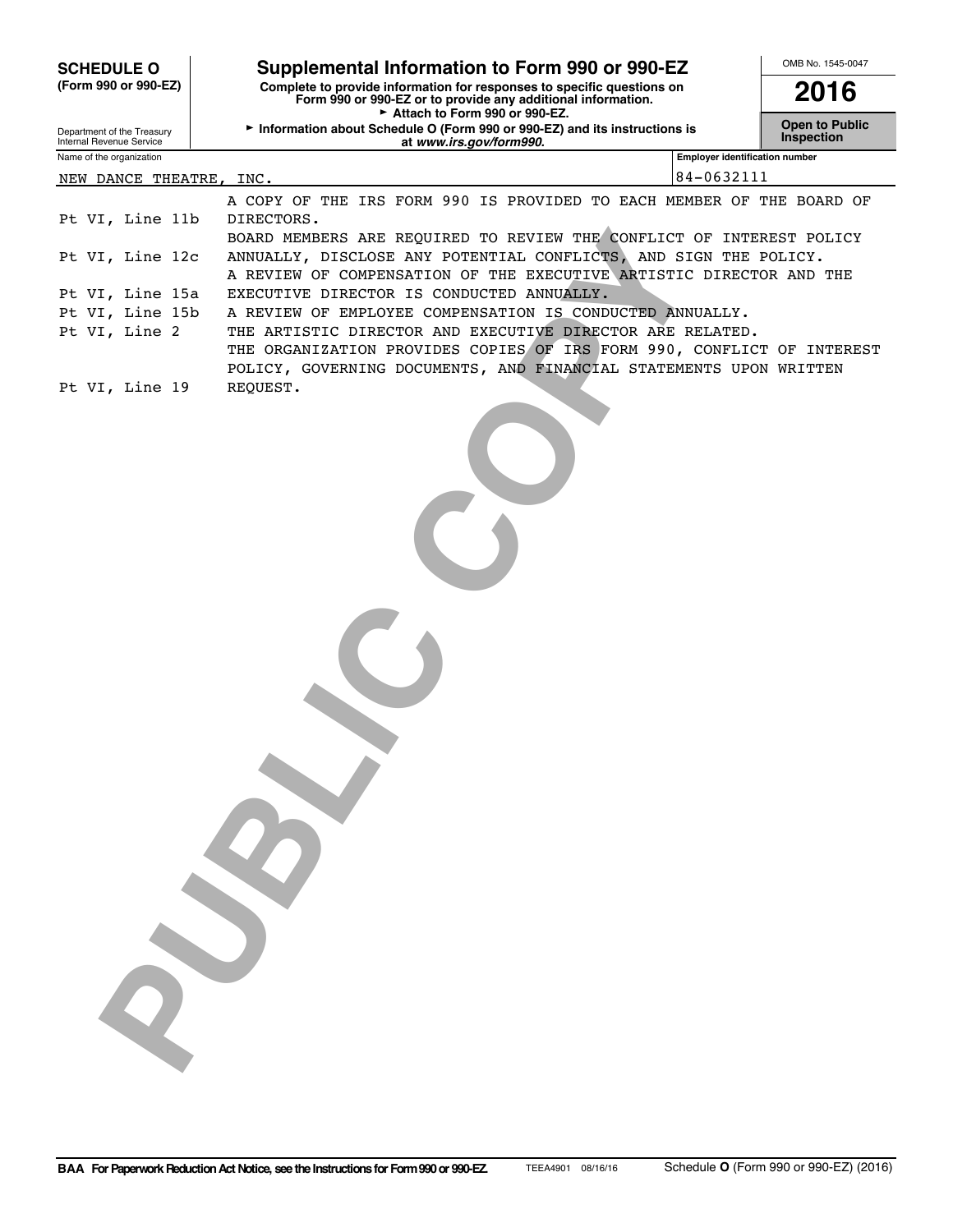**SCHEDULE O**
**(Form 990 or 990-EZ)**

Department of the Treasury
Internal Revenue Service

# Supplemental Information to Form 990 or 990-EZ

**Complete to provide information for responses to specific questions on Form 990 or 990-EZ or to provide any additional information.**
► **Attach to Form 990 or 990-EZ.**
► **Information about Schedule O (Form 990 or 990-EZ) and its instructions is at** ***www.irs.gov/form990.***

OMB No. 1545-0047

**2016**

**Open to Public Inspection**

| Name of the organization | Employer identification number |
|---|---|
| NEW DANCE THEATRE, INC. | 84-0632111 |

| | |
|---|---|
| Pt VI, Line 11b | A COPY OF THE IRS FORM 990 IS PROVIDED TO EACH MEMBER OF THE BOARD OF DIRECTORS. |
| Pt VI, Line 12c | BOARD MEMBERS ARE REQUIRED TO REVIEW THE CONFLICT OF INTEREST POLICY ANNUALLY, DISCLOSE ANY POTENTIAL CONFLICTS, AND SIGN THE POLICY. |
| Pt VI, Line 15a | A REVIEW OF COMPENSATION OF THE EXECUTIVE ARTISTIC DIRECTOR AND THE EXECUTIVE DIRECTOR IS CONDUCTED ANNUALLY. |
| Pt VI, Line 15b | A REVIEW OF EMPLOYEE COMPENSATION IS CONDUCTED ANNUALLY. |
| Pt VI, Line 2 | THE ARTISTIC DIRECTOR AND EXECUTIVE DIRECTOR ARE RELATED. |
| Pt VI, Line 19 | THE ORGANIZATION PROVIDES COPIES OF IRS FORM 990, CONFLICT OF INTEREST POLICY, GOVERNING DOCUMENTS, AND FINANCIAL STATEMENTS UPON WRITTEN REQUEST. |

PUBLIC COPY

**BAA For Paperwork Reduction Act Notice, see the Instructions for Form 990 or 990-EZ.** TEEA4901 08/16/16 Schedule **O** (Form 990 or 990-EZ) (2016)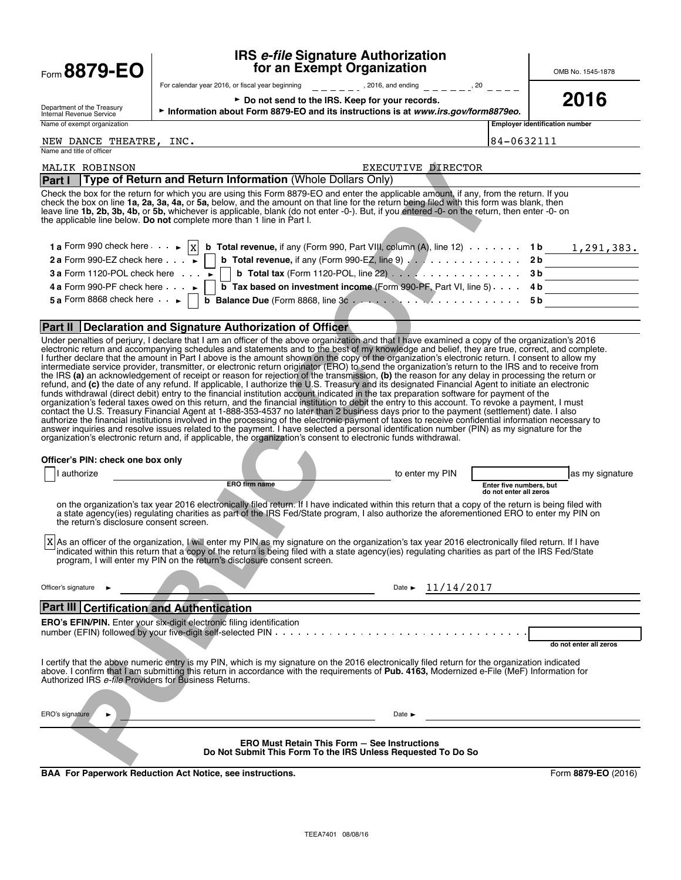Form **8879-EO**

Department of the Treasury
Internal Revenue Service

# IRS *e-file* Signature Authorization for an Exempt Organization

For calendar year 2016, or fiscal year beginning ______, 2016, and ending ______, 20 ____

► **Do not send to the IRS. Keep for your records.**

► **Information about Form 8879-EO and its instructions is at *www.irs.gov/form8879eo.***

OMB No. 1545-1878

**2016**

Name of exempt organization: NEW DANCE THEATRE, INC.

Employer identification number: 84-0632111

Name and title of officer: MALIK ROBINSON EXECUTIVE DIRECTOR

## Part I Type of Return and Return Information (Whole Dollars Only)

Check the box for the return for which you are using this Form 8879-EO and enter the applicable amount, if any, from the return. If you check the box on line **1a, 2a, 3a, 4a,** or **5a,** below, and the amount on that line for the return being filed with this form was blank, then leave line **1b, 2b, 3b, 4b,** or **5b,** whichever is applicable, blank (do not enter -0-). But, if you entered -0- on the return, then enter -0- on the applicable line below. **Do not** complete more than 1 line in Part I.

| | | | | |
|---|---|---|---|---|
| **1 a** Form 990 check here ► | X | **b Total revenue,** if any (Form 990, Part VIII, column (A), line 12) | **1 b** | 1,291,383. |
| **2 a** Form 990-EZ check here ► | | **b Total revenue,** if any (Form 990-EZ, line 9) | **2 b** | |
| **3 a** Form 1120-POL check here ► | | **b Total tax** (Form 1120-POL, line 22) | **3 b** | |
| **4 a** Form 990-PF check here ► | | **b Tax based on investment income** (Form 990-PF, Part VI, line 5) | **4 b** | |
| **5 a** Form 8868 check here ► | | **b Balance Due** (Form 8868, line 3c | **5 b** | |

## Part II Declaration and Signature Authorization of Officer

Under penalties of perjury, I declare that I am an officer of the above organization and that I have examined a copy of the organization's 2016 electronic return and accompanying schedules and statements and to the best of my knowledge and belief, they are true, correct, and complete. I further declare that the amount in Part I above is the amount shown on the copy of the organization's electronic return. I consent to allow my intermediate service provider, transmitter, or electronic return originator (ERO) to send the organization's return to the IRS and to receive from the IRS **(a)** an acknowledgement of receipt or reason for rejection of the transmission, **(b)** the reason for any delay in processing the return or refund, and **(c)** the date of any refund. If applicable, I authorize the U.S. Treasury and its designated Financial Agent to initiate an electronic funds withdrawal (direct debit) entry to the financial institution account indicated in the tax preparation software for payment of the organization's federal taxes owed on this return, and the financial institution to debit the entry to this account. To revoke a payment, I must contact the U.S. Treasury Financial Agent at 1-888-353-4537 no later than 2 business days prior to the payment (settlement) date. I also authorize the financial institutions involved in the processing of the electronic payment of taxes to receive confidential information necessary to answer inquiries and resolve issues related to the payment. I have selected a personal identification number (PIN) as my signature for the organization's electronic return and, if applicable, the organization's consent to electronic funds withdrawal.

**Officer's PIN: check one box only**

☐ I authorize ______________ (ERO firm name) to enter my PIN ______ (Enter five numbers, but do not enter all zeros) as my signature on the organization's tax year 2016 electronically filed return. If I have indicated within this return that a copy of the return is being filed with a state agency(ies) regulating charities as part of the IRS Fed/State program, I also authorize the aforementioned ERO to enter my PIN on the return's disclosure consent screen.

☒ As an officer of the organization, I will enter my PIN as my signature on the organization's tax year 2016 electronically filed return. If I have indicated within this return that a copy of the return is being filed with a state agency(ies) regulating charities as part of the IRS Fed/State program, I will enter my PIN on the return's disclosure consent screen.

Officer's signature ► ______________ Date ► 11/14/2017

## Part III Certification and Authentication

**ERO's EFIN/PIN.** Enter your six-digit electronic filing identification number (EFIN) followed by your five-digit self-selected PIN ______ (do not enter all zeros)

I certify that the above numeric entry is my PIN, which is my signature on the 2016 electronically filed return for the organization indicated above. I confirm that I am submitting this return in accordance with the requirements of **Pub. 4163,** Modernized e-File (MeF) Information for Authorized IRS *e-file* Providers for Business Returns.

ERO's signature ► ______________ Date ► ______________

**ERO Must Retain This Form — See Instructions**
**Do Not Submit This Form To the IRS Unless Requested To Do So**

**BAA For Paperwork Reduction Act Notice, see instructions.** Form **8879-EO** (2016)

PUBLIC COPY

TEEA7401 08/08/16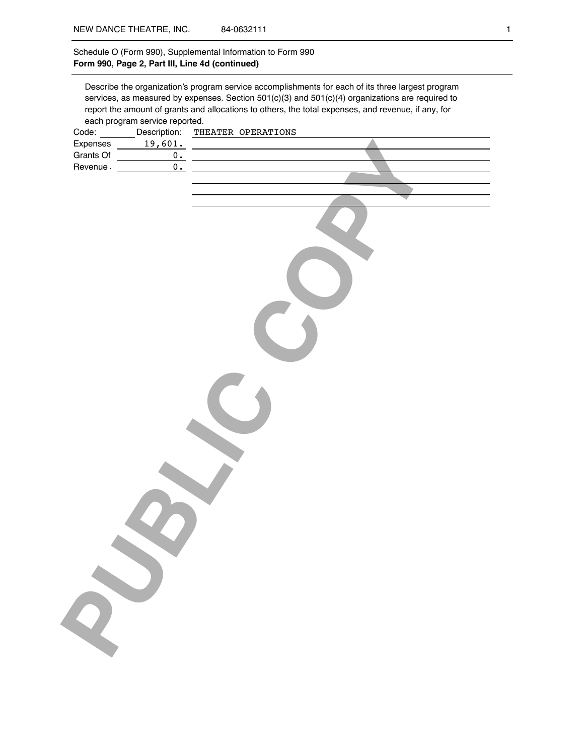Schedule O (Form 990), Supplemental Information to Form 990
**Form 990, Page 2, Part III, Line 4d (continued)**

Describe the organization's program service accomplishments for each of its three largest program services, as measured by expenses. Section 501(c)(3) and 501(c)(4) organizations are required to report the amount of grants and allocations to others, the total expenses, and revenue, if any, for each program service reported.

Code: ______ Description: THEATER OPERATIONS

Expenses 19,601.

Grants Of 0.

Revenue. 0.

PUBLIC COPY